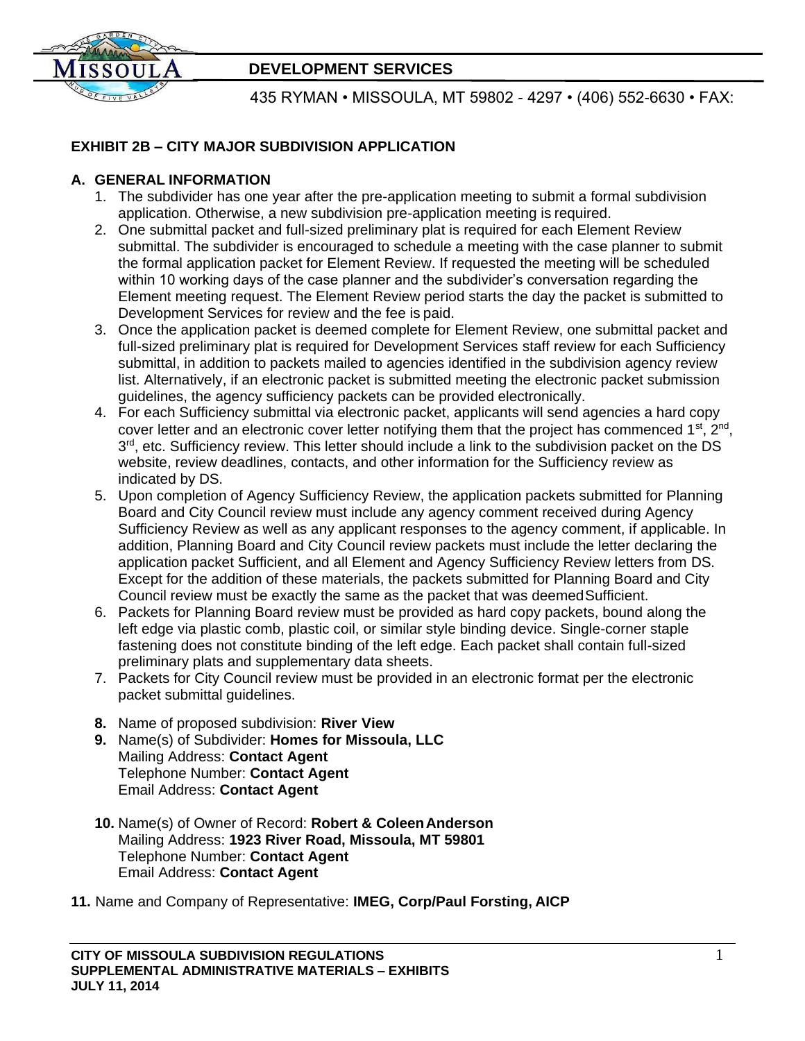## DEVELOPMENT SERVICES

435 RYMAN • MISSOULA, MT 59802 - 4297 • (406) 552-6630 • FAX:

### EXHIBIT 2B – CITY MAJOR SUBDIVISION APPLICATION

### A. GENERAL INFORMATION

1. The subdivider has one year after the pre-application meeting to submit a formal subdivision application. Otherwise, a new subdivision pre-application meeting is required.
2. One submittal packet and full-sized preliminary plat is required for each Element Review submittal. The subdivider is encouraged to schedule a meeting with the case planner to submit the formal application packet for Element Review. If requested the meeting will be scheduled within 10 working days of the case planner and the subdivider's conversation regarding the Element meeting request. The Element Review period starts the day the packet is submitted to Development Services for review and the fee is paid.
3. Once the application packet is deemed complete for Element Review, one submittal packet and full-sized preliminary plat is required for Development Services staff review for each Sufficiency submittal, in addition to packets mailed to agencies identified in the subdivision agency review list. Alternatively, if an electronic packet is submitted meeting the electronic packet submission guidelines, the agency sufficiency packets can be provided electronically.
4. For each Sufficiency submittal via electronic packet, applicants will send agencies a hard copy cover letter and an electronic cover letter notifying them that the project has commenced 1st, 2nd, 3rd, etc. Sufficiency review. This letter should include a link to the subdivision packet on the DS website, review deadlines, contacts, and other information for the Sufficiency review as indicated by DS.
5. Upon completion of Agency Sufficiency Review, the application packets submitted for Planning Board and City Council review must include any agency comment received during Agency Sufficiency Review as well as any applicant responses to the agency comment, if applicable. In addition, Planning Board and City Council review packets must include the letter declaring the application packet Sufficient, and all Element and Agency Sufficiency Review letters from DS. Except for the addition of these materials, the packets submitted for Planning Board and City Council review must be exactly the same as the packet that was deemed Sufficient.
6. Packets for Planning Board review must be provided as hard copy packets, bound along the left edge via plastic comb, plastic coil, or similar style binding device. Single-corner staple fastening does not constitute binding of the left edge. Each packet shall contain full-sized preliminary plats and supplementary data sheets.
7. Packets for City Council review must be provided in an electronic format per the electronic packet submittal guidelines.
8. Name of proposed subdivision: **River View**
9. Name(s) of Subdivider: **Homes for Missoula, LLC**
   Mailing Address: **Contact Agent**
   Telephone Number: **Contact Agent**
   Email Address: **Contact Agent**
10. Name(s) of Owner of Record: **Robert & Coleen Anderson**
    Mailing Address: **1923 River Road, Missoula, MT 59801**
    Telephone Number: **Contact Agent**
    Email Address: **Contact Agent**
11. Name and Company of Representative: **IMEG, Corp/Paul Forsting, AICP**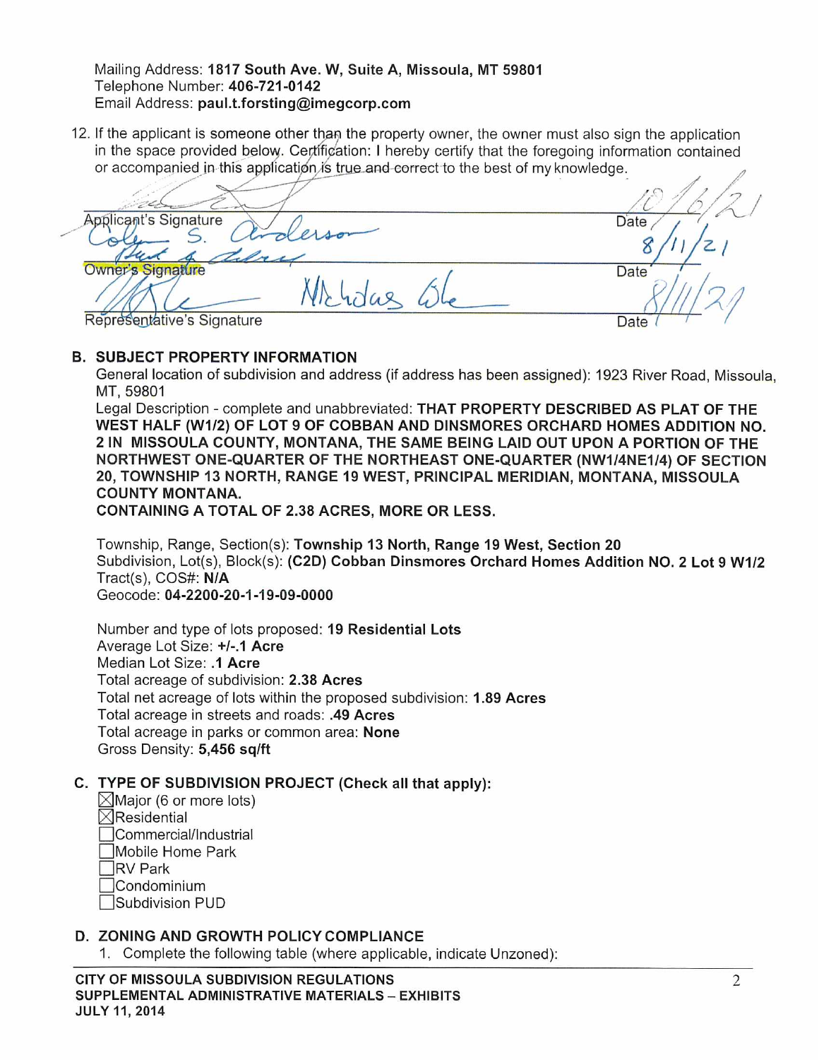Mailing Address: **1817 South Ave. W, Suite A, Missoula, MT 59801**
Telephone Number: **406-721-0142**
Email Address: **paul.t.forsting@imegcorp.com**

12. If the applicant is someone other than the property owner, the owner must also sign the application in the space provided below. Certification: I hereby certify that the foregoing information contained or accompanied in this application is true and correct to the best of my knowledge.

Applicant's Signature ______________________ Date 10/6/21

Colyn S. Anderson

Owner's Signature ______________________ Date 8/11/21

Nicholas Ole

Representative's Signature ______________________ Date 8/11/21

## B. SUBJECT PROPERTY INFORMATION

General location of subdivision and address (if address has been assigned): 1923 River Road, Missoula, MT, 59801

Legal Description - complete and unabbreviated: **THAT PROPERTY DESCRIBED AS PLAT OF THE WEST HALF (W1/2) OF LOT 9 OF COBBAN AND DINSMORES ORCHARD HOMES ADDITION NO. 2 IN MISSOULA COUNTY, MONTANA, THE SAME BEING LAID OUT UPON A PORTION OF THE NORTHWEST ONE-QUARTER OF THE NORTHEAST ONE-QUARTER (NW1/4NE1/4) OF SECTION 20, TOWNSHIP 13 NORTH, RANGE 19 WEST, PRINCIPAL MERIDIAN, MONTANA, MISSOULA COUNTY MONTANA.**

**CONTAINING A TOTAL OF 2.38 ACRES, MORE OR LESS.**

Township, Range, Section(s): **Township 13 North, Range 19 West, Section 20**
Subdivision, Lot(s), Block(s): **(C2D) Cobban Dinsmores Orchard Homes Addition NO. 2 Lot 9 W1/2**
Tract(s), COS#: **N/A**
Geocode: **04-2200-20-1-19-09-0000**

Number and type of lots proposed: **19 Residential Lots**
Average Lot Size: **+/-.1 Acre**
Median Lot Size: **.1 Acre**
Total acreage of subdivision: **2.38 Acres**
Total net acreage of lots within the proposed subdivision: **1.89 Acres**
Total acreage in streets and roads: **.49 Acres**
Total acreage in parks or common area: **None**
Gross Density: **5,456 sq/ft**

## C. TYPE OF SUBDIVISION PROJECT (Check all that apply):

- ☒ Major (6 or more lots)
- ☒ Residential
- ☐ Commercial/Industrial
- ☐ Mobile Home Park
- ☐ RV Park
- ☐ Condominium
- ☐ Subdivision PUD

## D. ZONING AND GROWTH POLICY COMPLIANCE

1. Complete the following table (where applicable, indicate Unzoned):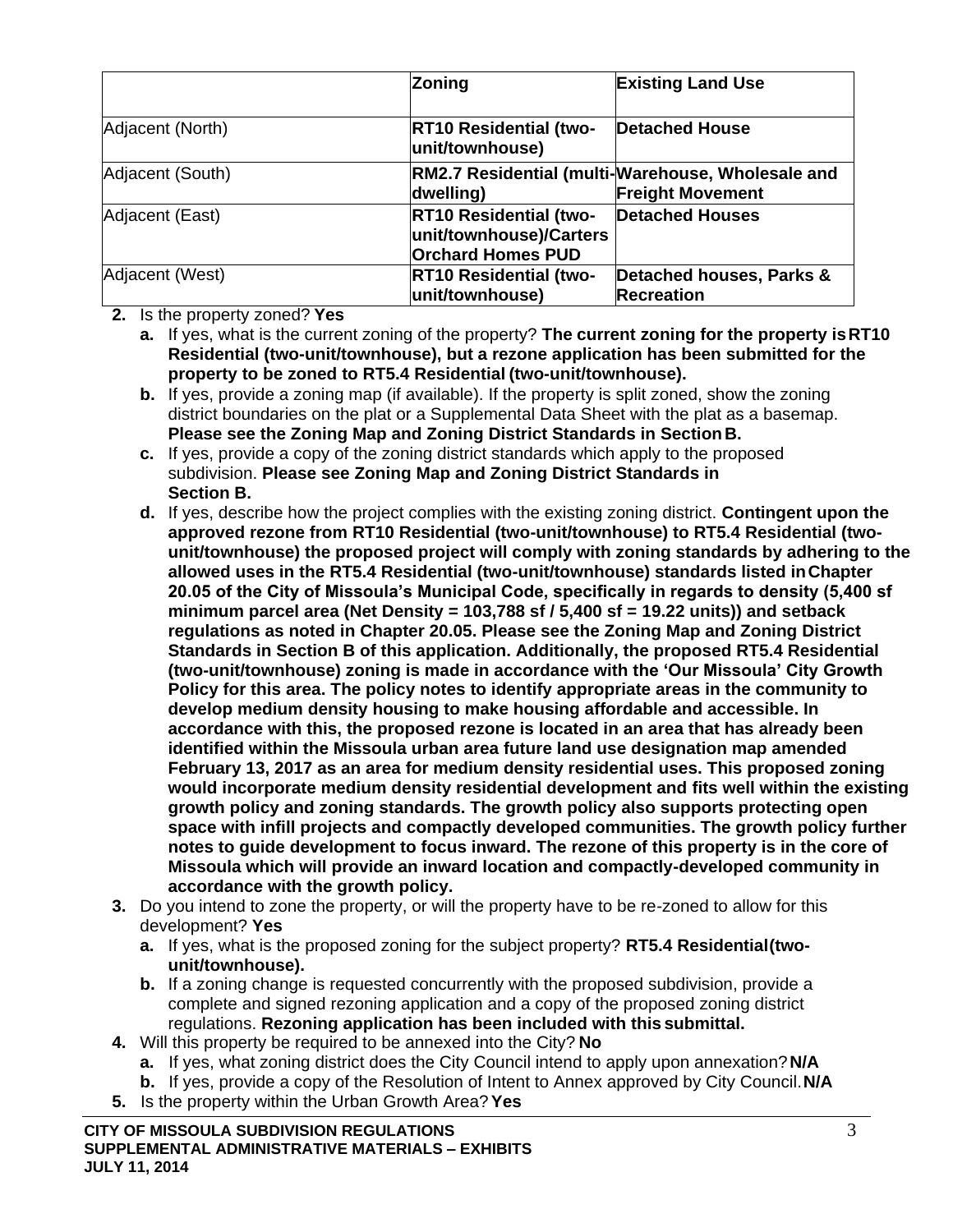| | Zoning | Existing Land Use |
|---|---|---|
| Adjacent (North) | **RT10 Residential (two-unit/townhouse)** | **Detached House** |
| Adjacent (South) | **RM2.7 Residential (multi-dwelling)** | **Warehouse, Wholesale and Freight Movement** |
| Adjacent (East) | **RT10 Residential (two-unit/townhouse)/Carters Orchard Homes PUD** | **Detached Houses** |
| Adjacent (West) | **RT10 Residential (two-unit/townhouse)** | **Detached houses, Parks & Recreation** |

2. Is the property zoned? **Yes**
   a. If yes, what is the current zoning of the property? **The current zoning for the property is RT10 Residential (two-unit/townhouse), but a rezone application has been submitted for the property to be zoned to RT5.4 Residential (two-unit/townhouse).**
   b. If yes, provide a zoning map (if available). If the property is split zoned, show the zoning district boundaries on the plat or a Supplemental Data Sheet with the plat as a basemap. **Please see the Zoning Map and Zoning District Standards in Section B.**
   c. If yes, provide a copy of the zoning district standards which apply to the proposed subdivision. **Please see Zoning Map and Zoning District Standards in Section B.**
   d. If yes, describe how the project complies with the existing zoning district. **Contingent upon the approved rezone from RT10 Residential (two-unit/townhouse) to RT5.4 Residential (two-unit/townhouse) the proposed project will comply with zoning standards by adhering to the allowed uses in the RT5.4 Residential (two-unit/townhouse) standards listed in Chapter 20.05 of the City of Missoula's Municipal Code, specifically in regards to density (5,400 sf minimum parcel area (Net Density = 103,788 sf / 5,400 sf = 19.22 units)) and setback regulations as noted in Chapter 20.05. Please see the Zoning Map and Zoning District Standards in Section B of this application. Additionally, the proposed RT5.4 Residential (two-unit/townhouse) zoning is made in accordance with the 'Our Missoula' City Growth Policy for this area. The policy notes to identify appropriate areas in the community to develop medium density housing to make housing affordable and accessible. In accordance with this, the proposed rezone is located in an area that has already been identified within the Missoula urban area future land use designation map amended February 13, 2017 as an area for medium density residential uses. This proposed zoning would incorporate medium density residential development and fits well within the existing growth policy and zoning standards. The growth policy also supports protecting open space with infill projects and compactly developed communities. The growth policy further notes to guide development to focus inward. The rezone of this property is in the core of Missoula which will provide an inward location and compactly-developed community in accordance with the growth policy.**
3. Do you intend to zone the property, or will the property have to be re-zoned to allow for this development? **Yes**
   a. If yes, what is the proposed zoning for the subject property? **RT5.4 Residential (two-unit/townhouse).**
   b. If a zoning change is requested concurrently with the proposed subdivision, provide a complete and signed rezoning application and a copy of the proposed zoning district regulations. **Rezoning application has been included with this submittal.**
4. Will this property be required to be annexed into the City? **No**
   a. If yes, what zoning district does the City Council intend to apply upon annexation? **N/A**
   b. If yes, provide a copy of the Resolution of Intent to Annex approved by City Council. **N/A**
5. Is the property within the Urban Growth Area? **Yes**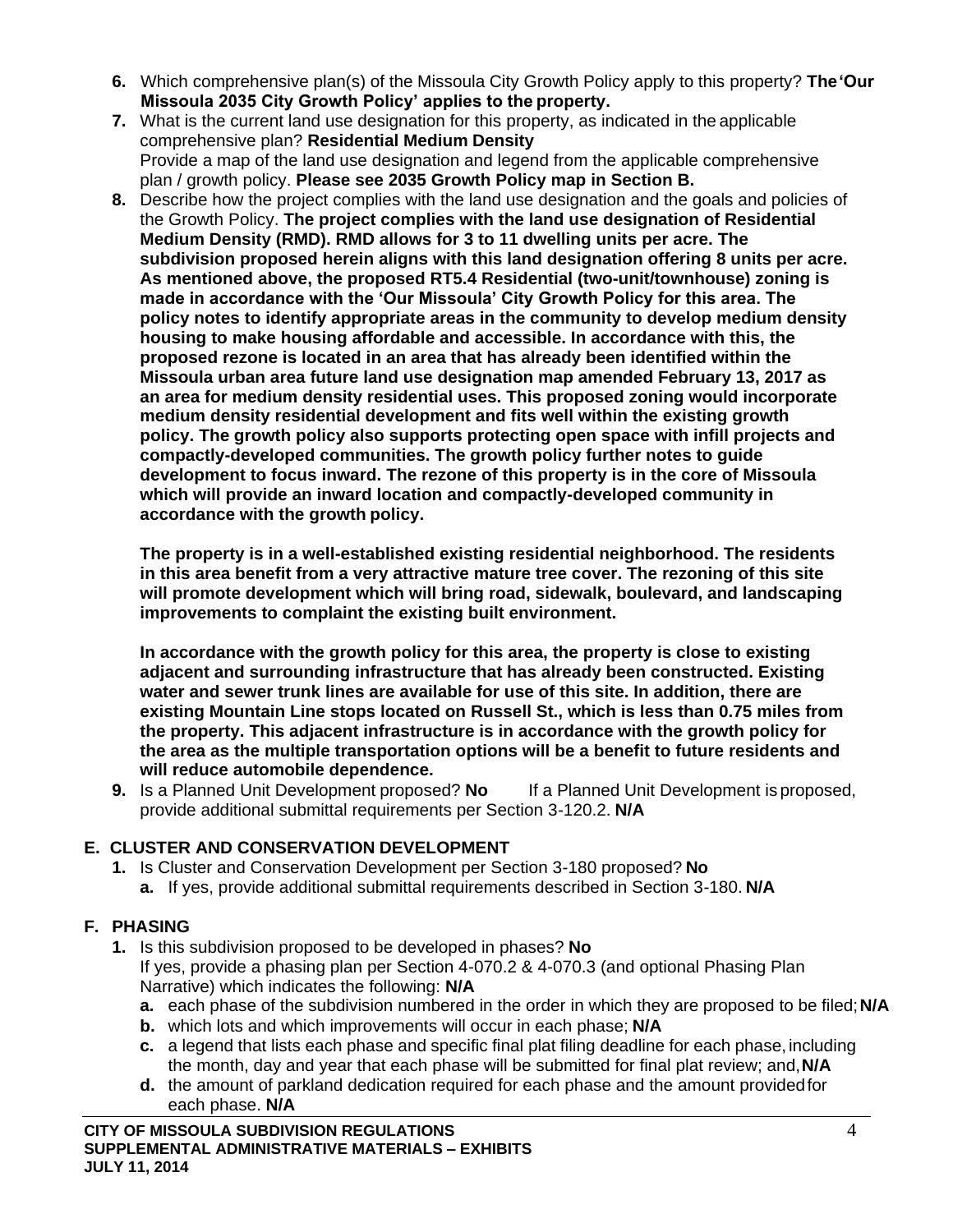6. Which comprehensive plan(s) of the Missoula City Growth Policy apply to this property? **The 'Our Missoula 2035 City Growth Policy' applies to the property.**
7. What is the current land use designation for this property, as indicated in the applicable comprehensive plan? **Residential Medium Density**
   Provide a map of the land use designation and legend from the applicable comprehensive plan / growth policy. **Please see 2035 Growth Policy map in Section B.**
8. Describe how the project complies with the land use designation and the goals and policies of the Growth Policy. **The project complies with the land use designation of Residential Medium Density (RMD). RMD allows for 3 to 11 dwelling units per acre. The subdivision proposed herein aligns with this land designation offering 8 units per acre. As mentioned above, the proposed RT5.4 Residential (two-unit/townhouse) zoning is made in accordance with the 'Our Missoula' City Growth Policy for this area. The policy notes to identify appropriate areas in the community to develop medium density housing to make housing affordable and accessible. In accordance with this, the proposed rezone is located in an area that has already been identified within the Missoula urban area future land use designation map amended February 13, 2017 as an area for medium density residential uses. This proposed zoning would incorporate medium density residential development and fits well within the existing growth policy. The growth policy also supports protecting open space with infill projects and compactly-developed communities. The growth policy further notes to guide development to focus inward. The rezone of this property is in the core of Missoula which will provide an inward location and compactly-developed community in accordance with the growth policy.**

   **The property is in a well-established existing residential neighborhood. The residents in this area benefit from a very attractive mature tree cover. The rezoning of this site will promote development which will bring road, sidewalk, boulevard, and landscaping improvements to complaint the existing built environment.**

   **In accordance with the growth policy for this area, the property is close to existing adjacent and surrounding infrastructure that has already been constructed. Existing water and sewer trunk lines are available for use of this site. In addition, there are existing Mountain Line stops located on Russell St., which is less than 0.75 miles from the property. This adjacent infrastructure is in accordance with the growth policy for the area as the multiple transportation options will be a benefit to future residents and will reduce automobile dependence.**
9. Is a Planned Unit Development proposed? **No** If a Planned Unit Development is proposed, provide additional submittal requirements per Section 3-120.2. **N/A**

## E. CLUSTER AND CONSERVATION DEVELOPMENT

1. Is Cluster and Conservation Development per Section 3-180 proposed? **No**
   a. If yes, provide additional submittal requirements described in Section 3-180. **N/A**

## F. PHASING

1. Is this subdivision proposed to be developed in phases? **No**
   If yes, provide a phasing plan per Section 4-070.2 & 4-070.3 (and optional Phasing Plan Narrative) which indicates the following: **N/A**
   a. each phase of the subdivision numbered in the order in which they are proposed to be filed; **N/A**
   b. which lots and which improvements will occur in each phase; **N/A**
   c. a legend that lists each phase and specific final plat filing deadline for each phase, including the month, day and year that each phase will be submitted for final plat review; and, **N/A**
   d. the amount of parkland dedication required for each phase and the amount provided for each phase. **N/A**

**CITY OF MISSOULA SUBDIVISION REGULATIONS**
**SUPPLEMENTAL ADMINISTRATIVE MATERIALS – EXHIBITS**
**JULY 11, 2014**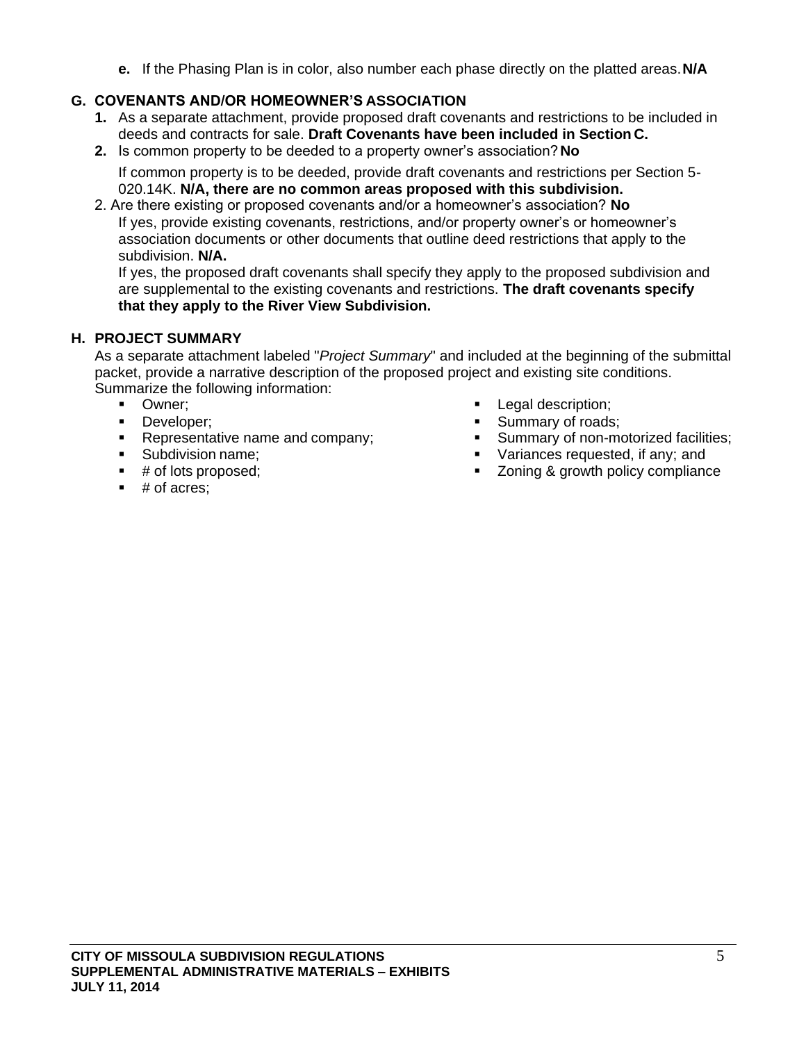**e.** If the Phasing Plan is in color, also number each phase directly on the platted areas. **N/A**

## G. COVENANTS AND/OR HOMEOWNER'S ASSOCIATION

1. As a separate attachment, provide proposed draft covenants and restrictions to be included in deeds and contracts for sale. **Draft Covenants have been included in Section C.**
2. Is common property to be deeded to a property owner's association? **No**

   If common property is to be deeded, provide draft covenants and restrictions per Section 5-020.14K. **N/A, there are no common areas proposed with this subdivision.**

2. Are there existing or proposed covenants and/or a homeowner's association? **No**

   If yes, provide existing covenants, restrictions, and/or property owner's or homeowner's association documents or other documents that outline deed restrictions that apply to the subdivision. **N/A.**

   If yes, the proposed draft covenants shall specify they apply to the proposed subdivision and are supplemental to the existing covenants and restrictions. **The draft covenants specify that they apply to the River View Subdivision.**

## H. PROJECT SUMMARY

As a separate attachment labeled "*Project Summary*" and included at the beginning of the submittal packet, provide a narrative description of the proposed project and existing site conditions. Summarize the following information:

- Owner;
- Developer;
- Representative name and company;
- Subdivision name;
- # of lots proposed;
- # of acres;
- Legal description;
- Summary of roads;
- Summary of non-motorized facilities;
- Variances requested, if any; and
- Zoning & growth policy compliance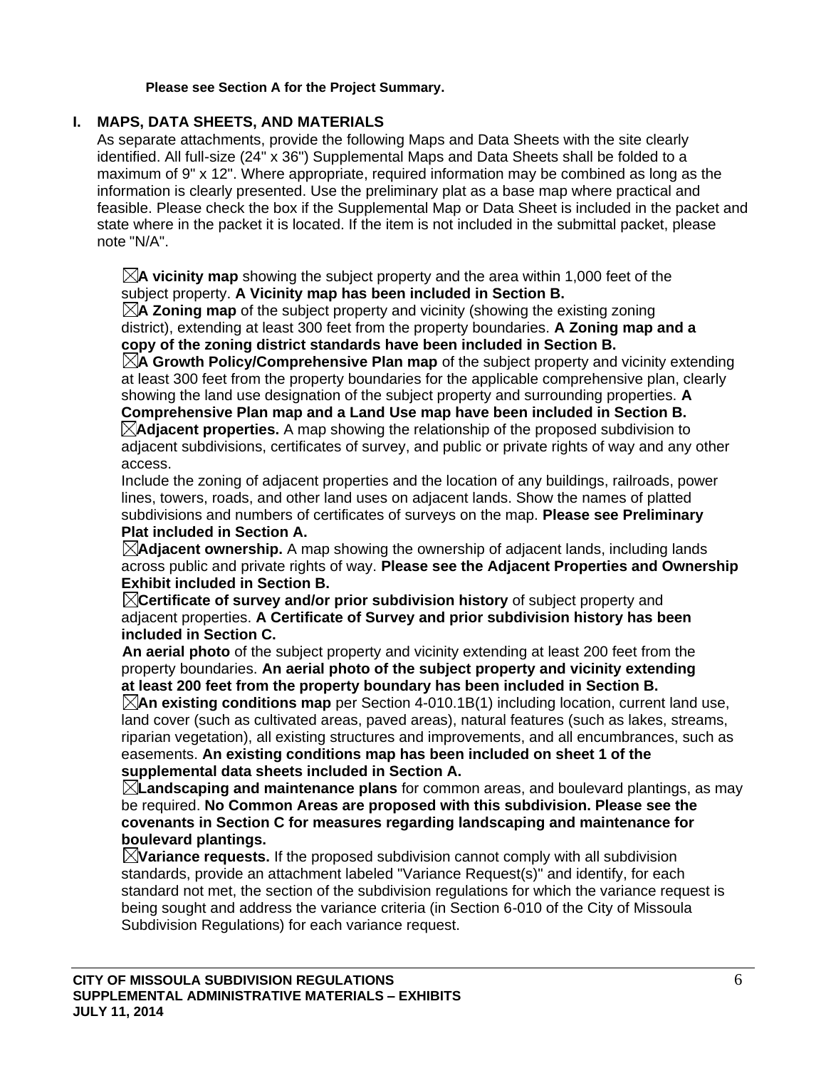**Please see Section A for the Project Summary.**

## I. MAPS, DATA SHEETS, AND MATERIALS

As separate attachments, provide the following Maps and Data Sheets with the site clearly identified. All full-size (24" x 36") Supplemental Maps and Data Sheets shall be folded to a maximum of 9" x 12". Where appropriate, required information may be combined as long as the information is clearly presented. Use the preliminary plat as a base map where practical and feasible. Please check the box if the Supplemental Map or Data Sheet is included in the packet and state where in the packet it is located. If the item is not included in the submittal packet, please note "N/A".

☒**A vicinity map** showing the subject property and the area within 1,000 feet of the subject property. **A Vicinity map has been included in Section B.**

☒**A Zoning map** of the subject property and vicinity (showing the existing zoning district), extending at least 300 feet from the property boundaries. **A Zoning map and a copy of the zoning district standards have been included in Section B.**

☒**A Growth Policy/Comprehensive Plan map** of the subject property and vicinity extending at least 300 feet from the property boundaries for the applicable comprehensive plan, clearly showing the land use designation of the subject property and surrounding properties. **A Comprehensive Plan map and a Land Use map have been included in Section B.**

☒**Adjacent properties.** A map showing the relationship of the proposed subdivision to adjacent subdivisions, certificates of survey, and public or private rights of way and any other access.
Include the zoning of adjacent properties and the location of any buildings, railroads, power lines, towers, roads, and other land uses on adjacent lands. Show the names of platted subdivisions and numbers of certificates of surveys on the map. **Please see Preliminary Plat included in Section A.**

☒**Adjacent ownership.** A map showing the ownership of adjacent lands, including lands across public and private rights of way. **Please see the Adjacent Properties and Ownership Exhibit included in Section B.**

☒**Certificate of survey and/or prior subdivision history** of subject property and adjacent properties. **A Certificate of Survey and prior subdivision history has been included in Section C.**

**An aerial photo** of the subject property and vicinity extending at least 200 feet from the property boundaries. **An aerial photo of the subject property and vicinity extending at least 200 feet from the property boundary has been included in Section B.**

☒**An existing conditions map** per Section 4-010.1B(1) including location, current land use, land cover (such as cultivated areas, paved areas), natural features (such as lakes, streams, riparian vegetation), all existing structures and improvements, and all encumbrances, such as easements. **An existing conditions map has been included on sheet 1 of the supplemental data sheets included in Section A.**

☒**Landscaping and maintenance plans** for common areas, and boulevard plantings, as may be required. **No Common Areas are proposed with this subdivision. Please see the covenants in Section C for measures regarding landscaping and maintenance for boulevard plantings.**

☒**Variance requests.** If the proposed subdivision cannot comply with all subdivision standards, provide an attachment labeled "Variance Request(s)" and identify, for each standard not met, the section of the subdivision regulations for which the variance request is being sought and address the variance criteria (in Section 6-010 of the City of Missoula Subdivision Regulations) for each variance request.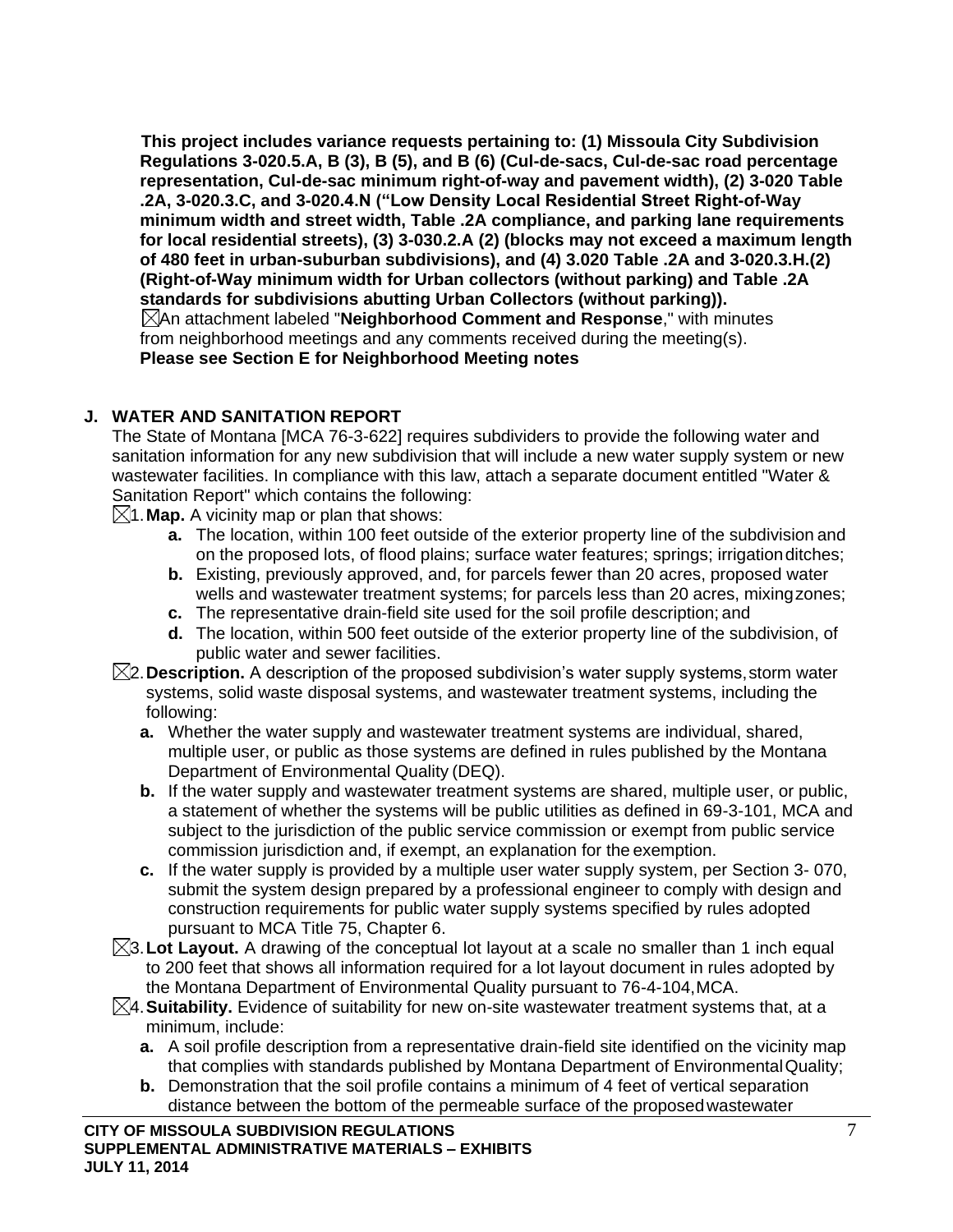**This project includes variance requests pertaining to: (1) Missoula City Subdivision Regulations 3-020.5.A, B (3), B (5), and B (6) (Cul-de-sacs, Cul-de-sac road percentage representation, Cul-de-sac minimum right-of-way and pavement width), (2) 3-020 Table .2A, 3-020.3.C, and 3-020.4.N ("Low Density Local Residential Street Right-of-Way minimum width and street width, Table .2A compliance, and parking lane requirements for local residential streets), (3) 3-030.2.A (2) (blocks may not exceed a maximum length of 480 feet in urban-suburban subdivisions), and (4) 3.020 Table .2A and 3-020.3.H.(2) (Right-of-Way minimum width for Urban collectors (without parking) and Table .2A standards for subdivisions abutting Urban Collectors (without parking)).**

☒ An attachment labeled "**Neighborhood Comment and Response**," with minutes from neighborhood meetings and any comments received during the meeting(s).
**Please see Section E for Neighborhood Meeting notes**

## J. WATER AND SANITATION REPORT

The State of Montana [MCA 76-3-622] requires subdividers to provide the following water and sanitation information for any new subdivision that will include a new water supply system or new wastewater facilities. In compliance with this law, attach a separate document entitled "Water & Sanitation Report" which contains the following:

☒ 1. **Map.** A vicinity map or plan that shows:

- **a.** The location, within 100 feet outside of the exterior property line of the subdivision and on the proposed lots, of flood plains; surface water features; springs; irrigation ditches;
- **b.** Existing, previously approved, and, for parcels fewer than 20 acres, proposed water wells and wastewater treatment systems; for parcels less than 20 acres, mixing zones;
- **c.** The representative drain-field site used for the soil profile description; and
- **d.** The location, within 500 feet outside of the exterior property line of the subdivision, of public water and sewer facilities.

☒ 2. **Description.** A description of the proposed subdivision's water supply systems, storm water systems, solid waste disposal systems, and wastewater treatment systems, including the following:

- **a.** Whether the water supply and wastewater treatment systems are individual, shared, multiple user, or public as those systems are defined in rules published by the Montana Department of Environmental Quality (DEQ).
- **b.** If the water supply and wastewater treatment systems are shared, multiple user, or public, a statement of whether the systems will be public utilities as defined in 69-3-101, MCA and subject to the jurisdiction of the public service commission or exempt from public service commission jurisdiction and, if exempt, an explanation for the exemption.
- **c.** If the water supply is provided by a multiple user water supply system, per Section 3- 070, submit the system design prepared by a professional engineer to comply with design and construction requirements for public water supply systems specified by rules adopted pursuant to MCA Title 75, Chapter 6.

☒ 3. **Lot Layout.** A drawing of the conceptual lot layout at a scale no smaller than 1 inch equal to 200 feet that shows all information required for a lot layout document in rules adopted by the Montana Department of Environmental Quality pursuant to 76-4-104, MCA.

☒ 4. **Suitability.** Evidence of suitability for new on-site wastewater treatment systems that, at a minimum, include:

- **a.** A soil profile description from a representative drain-field site identified on the vicinity map that complies with standards published by Montana Department of Environmental Quality;
- **b.** Demonstration that the soil profile contains a minimum of 4 feet of vertical separation distance between the bottom of the permeable surface of the proposed wastewater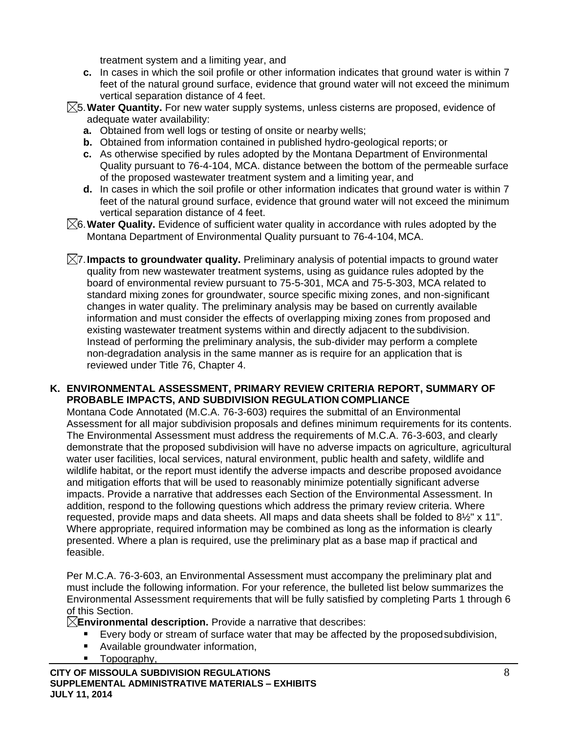treatment system and a limiting year, and

   **c.** In cases in which the soil profile or other information indicates that ground water is within 7 feet of the natural ground surface, evidence that ground water will not exceed the minimum vertical separation distance of 4 feet.

☒5. **Water Quantity.** For new water supply systems, unless cisterns are proposed, evidence of adequate water availability:

   **a.** Obtained from well logs or testing of onsite or nearby wells;

   **b.** Obtained from information contained in published hydro-geological reports; or

   **c.** As otherwise specified by rules adopted by the Montana Department of Environmental Quality pursuant to 76-4-104, MCA. distance between the bottom of the permeable surface of the proposed wastewater treatment system and a limiting year, and

   **d.** In cases in which the soil profile or other information indicates that ground water is within 7 feet of the natural ground surface, evidence that ground water will not exceed the minimum vertical separation distance of 4 feet.

☒6. **Water Quality.** Evidence of sufficient water quality in accordance with rules adopted by the Montana Department of Environmental Quality pursuant to 76-4-104, MCA.

☒7. **Impacts to groundwater quality.** Preliminary analysis of potential impacts to ground water quality from new wastewater treatment systems, using as guidance rules adopted by the board of environmental review pursuant to 75-5-301, MCA and 75-5-303, MCA related to standard mixing zones for groundwater, source specific mixing zones, and non-significant changes in water quality. The preliminary analysis may be based on currently available information and must consider the effects of overlapping mixing zones from proposed and existing wastewater treatment systems within and directly adjacent to the subdivision. Instead of performing the preliminary analysis, the sub-divider may perform a complete non-degradation analysis in the same manner as is require for an application that is reviewed under Title 76, Chapter 4.

**K. ENVIRONMENTAL ASSESSMENT, PRIMARY REVIEW CRITERIA REPORT, SUMMARY OF PROBABLE IMPACTS, AND SUBDIVISION REGULATION COMPLIANCE**

Montana Code Annotated (M.C.A. 76-3-603) requires the submittal of an Environmental Assessment for all major subdivision proposals and defines minimum requirements for its contents. The Environmental Assessment must address the requirements of M.C.A. 76-3-603, and clearly demonstrate that the proposed subdivision will have no adverse impacts on agriculture, agricultural water user facilities, local services, natural environment, public health and safety, wildlife and wildlife habitat, or the report must identify the adverse impacts and describe proposed avoidance and mitigation efforts that will be used to reasonably minimize potentially significant adverse impacts. Provide a narrative that addresses each Section of the Environmental Assessment. In addition, respond to the following questions which address the primary review criteria. Where requested, provide maps and data sheets. All maps and data sheets shall be folded to 8½" x 11". Where appropriate, required information may be combined as long as the information is clearly presented. Where a plan is required, use the preliminary plat as a base map if practical and feasible.

Per M.C.A. 76-3-603, an Environmental Assessment must accompany the preliminary plat and must include the following information. For your reference, the bulleted list below summarizes the Environmental Assessment requirements that will be fully satisfied by completing Parts 1 through 6 of this Section.

☒**Environmental description.** Provide a narrative that describes:

- Every body or stream of surface water that may be affected by the proposed subdivision,
- Available groundwater information,
- Topography,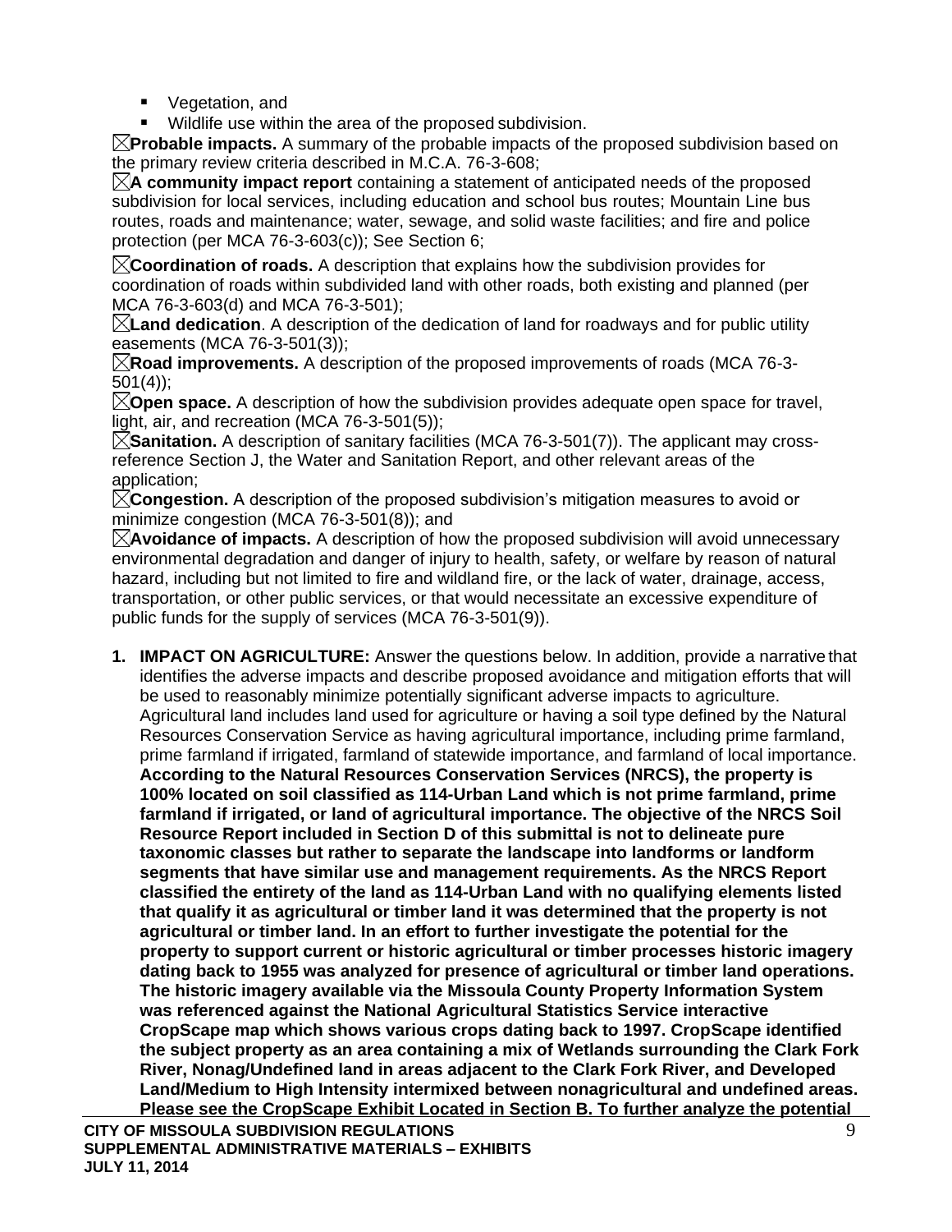- Vegetation, and
- Wildlife use within the area of the proposed subdivision.

☒**Probable impacts.** A summary of the probable impacts of the proposed subdivision based on the primary review criteria described in M.C.A. 76-3-608;

☒**A community impact report** containing a statement of anticipated needs of the proposed subdivision for local services, including education and school bus routes; Mountain Line bus routes, roads and maintenance; water, sewage, and solid waste facilities; and fire and police protection (per MCA 76-3-603(c)); See Section 6;

☒**Coordination of roads.** A description that explains how the subdivision provides for coordination of roads within subdivided land with other roads, both existing and planned (per MCA 76-3-603(d) and MCA 76-3-501);

☒**Land dedication**. A description of the dedication of land for roadways and for public utility easements (MCA 76-3-501(3));

☒**Road improvements.** A description of the proposed improvements of roads (MCA 76-3-501(4));

☒**Open space.** A description of how the subdivision provides adequate open space for travel, light, air, and recreation (MCA 76-3-501(5));

☒**Sanitation.** A description of sanitary facilities (MCA 76-3-501(7)). The applicant may cross-reference Section J, the Water and Sanitation Report, and other relevant areas of the application;

☒**Congestion.** A description of the proposed subdivision's mitigation measures to avoid or minimize congestion (MCA 76-3-501(8)); and

☒**Avoidance of impacts.** A description of how the proposed subdivision will avoid unnecessary environmental degradation and danger of injury to health, safety, or welfare by reason of natural hazard, including but not limited to fire and wildland fire, or the lack of water, drainage, access, transportation, or other public services, or that would necessitate an excessive expenditure of public funds for the supply of services (MCA 76-3-501(9)).

1. **IMPACT ON AGRICULTURE:** Answer the questions below. In addition, provide a narrative that identifies the adverse impacts and describe proposed avoidance and mitigation efforts that will be used to reasonably minimize potentially significant adverse impacts to agriculture. Agricultural land includes land used for agriculture or having a soil type defined by the Natural Resources Conservation Service as having agricultural importance, including prime farmland, prime farmland if irrigated, farmland of statewide importance, and farmland of local importance. **According to the Natural Resources Conservation Services (NRCS), the property is 100% located on soil classified as 114-Urban Land which is not prime farmland, prime farmland if irrigated, or land of agricultural importance. The objective of the NRCS Soil Resource Report included in Section D of this submittal is not to delineate pure taxonomic classes but rather to separate the landscape into landforms or landform segments that have similar use and management requirements. As the NRCS Report classified the entirety of the land as 114-Urban Land with no qualifying elements listed that qualify it as agricultural or timber land it was determined that the property is not agricultural or timber land. In an effort to further investigate the potential for the property to support current or historic agricultural or timber processes historic imagery dating back to 1955 was analyzed for presence of agricultural or timber land operations. The historic imagery available via the Missoula County Property Information System was referenced against the National Agricultural Statistics Service interactive CropScape map which shows various crops dating back to 1997. CropScape identified the subject property as an area containing a mix of Wetlands surrounding the Clark Fork River, Nonag/Undefined land in areas adjacent to the Clark Fork River, and Developed Land/Medium to High Intensity intermixed between nonagricultural and undefined areas. Please see the CropScape Exhibit Located in Section B. To further analyze the potential**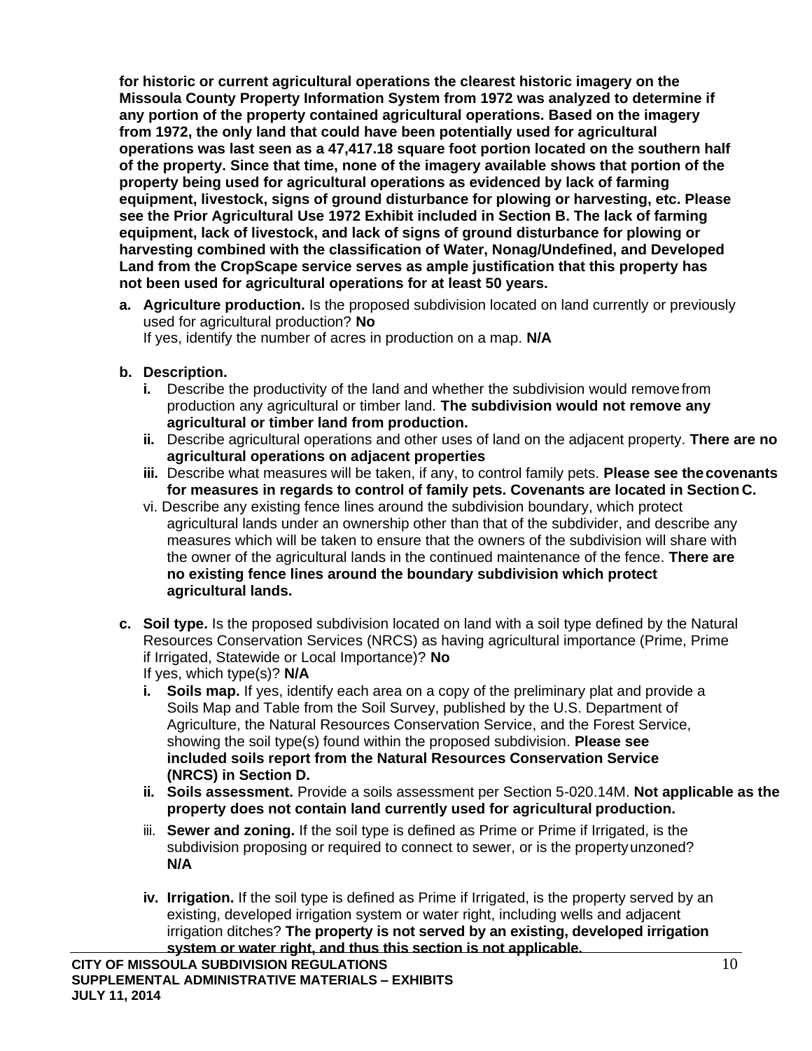**for historic or current agricultural operations the clearest historic imagery on the Missoula County Property Information System from 1972 was analyzed to determine if any portion of the property contained agricultural operations. Based on the imagery from 1972, the only land that could have been potentially used for agricultural operations was last seen as a 47,417.18 square foot portion located on the southern half of the property. Since that time, none of the imagery available shows that portion of the property being used for agricultural operations as evidenced by lack of farming equipment, livestock, signs of ground disturbance for plowing or harvesting, etc. Please see the Prior Agricultural Use 1972 Exhibit included in Section B. The lack of farming equipment, lack of livestock, and lack of signs of ground disturbance for plowing or harvesting combined with the classification of Water, Nonag/Undefined, and Developed Land from the CropScape service serves as ample justification that this property has not been used for agricultural operations for at least 50 years.**

**a. Agriculture production.** Is the proposed subdivision located on land currently or previously used for agricultural production? **No**
If yes, identify the number of acres in production on a map. **N/A**

**b. Description.**

- **i.** Describe the productivity of the land and whether the subdivision would remove from production any agricultural or timber land. **The subdivision would not remove any agricultural or timber land from production.**
- **ii.** Describe agricultural operations and other uses of land on the adjacent property. **There are no agricultural operations on adjacent properties**
- **iii.** Describe what measures will be taken, if any, to control family pets. **Please see the covenants for measures in regards to control of family pets. Covenants are located in Section C.**
- vi. Describe any existing fence lines around the subdivision boundary, which protect agricultural lands under an ownership other than that of the subdivider, and describe any measures which will be taken to ensure that the owners of the subdivision will share with the owner of the agricultural lands in the continued maintenance of the fence. **There are no existing fence lines around the boundary subdivision which protect agricultural lands.**

**c. Soil type.** Is the proposed subdivision located on land with a soil type defined by the Natural Resources Conservation Services (NRCS) as having agricultural importance (Prime, Prime if Irrigated, Statewide or Local Importance)? **No**
If yes, which type(s)? **N/A**

- **i. Soils map.** If yes, identify each area on a copy of the preliminary plat and provide a Soils Map and Table from the Soil Survey, published by the U.S. Department of Agriculture, the Natural Resources Conservation Service, and the Forest Service, showing the soil type(s) found within the proposed subdivision. **Please see included soils report from the Natural Resources Conservation Service (NRCS) in Section D.**
- **ii. Soils assessment.** Provide a soils assessment per Section 5-020.14M. **Not applicable as the property does not contain land currently used for agricultural production.**
- iii. **Sewer and zoning.** If the soil type is defined as Prime or Prime if Irrigated, is the subdivision proposing or required to connect to sewer, or is the property unzoned? **N/A**
- **iv. Irrigation.** If the soil type is defined as Prime if Irrigated, is the property served by an existing, developed irrigation system or water right, including wells and adjacent irrigation ditches? **The property is not served by an existing, developed irrigation system or water right, and thus this section is not applicable.**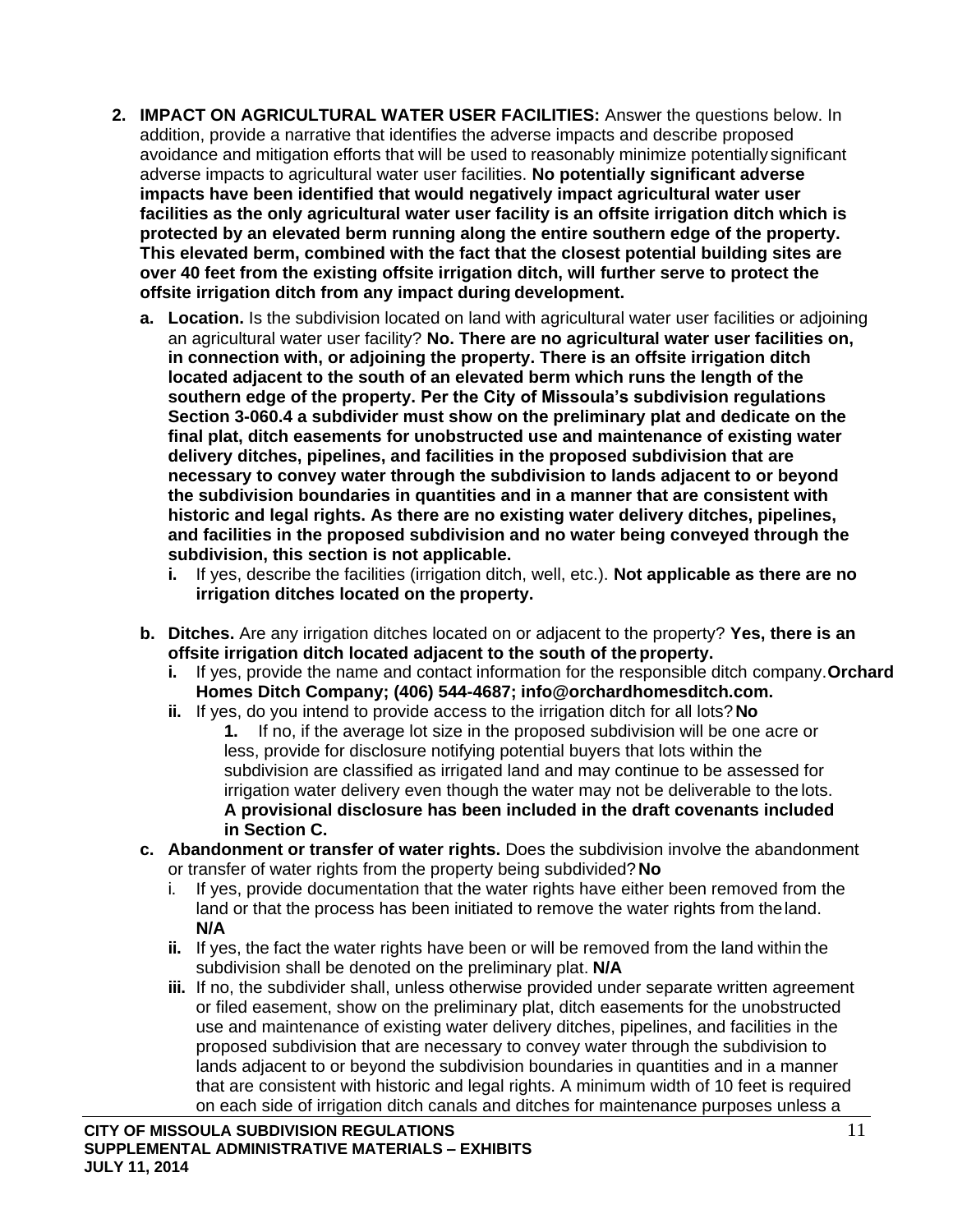2. **IMPACT ON AGRICULTURAL WATER USER FACILITIES:** Answer the questions below. In addition, provide a narrative that identifies the adverse impacts and describe proposed avoidance and mitigation efforts that will be used to reasonably minimize potentially significant adverse impacts to agricultural water user facilities. **No potentially significant adverse impacts have been identified that would negatively impact agricultural water user facilities as the only agricultural water user facility is an offsite irrigation ditch which is protected by an elevated berm running along the entire southern edge of the property. This elevated berm, combined with the fact that the closest potential building sites are over 40 feet from the existing offsite irrigation ditch, will further serve to protect the offsite irrigation ditch from any impact during development.**

    a. **Location.** Is the subdivision located on land with agricultural water user facilities or adjoining an agricultural water user facility? **No. There are no agricultural water user facilities on, in connection with, or adjoining the property. There is an offsite irrigation ditch located adjacent to the south of an elevated berm which runs the length of the southern edge of the property. Per the City of Missoula's subdivision regulations Section 3-060.4 a subdivider must show on the preliminary plat and dedicate on the final plat, ditch easements for unobstructed use and maintenance of existing water delivery ditches, pipelines, and facilities in the proposed subdivision that are necessary to convey water through the subdivision to lands adjacent to or beyond the subdivision boundaries in quantities and in a manner that are consistent with historic and legal rights. As there are no existing water delivery ditches, pipelines, and facilities in the proposed subdivision and no water being conveyed through the subdivision, this section is not applicable.**
        i. If yes, describe the facilities (irrigation ditch, well, etc.). **Not applicable as there are no irrigation ditches located on the property.**

    b. **Ditches.** Are any irrigation ditches located on or adjacent to the property? **Yes, there is an offsite irrigation ditch located adjacent to the south of the property.**
        i. If yes, provide the name and contact information for the responsible ditch company. **Orchard Homes Ditch Company; (406) 544-4687; info@orchardhomesditch.com.**
        ii. If yes, do you intend to provide access to the irrigation ditch for all lots? **No**
            1. If no, if the average lot size in the proposed subdivision will be one acre or less, provide for disclosure notifying potential buyers that lots within the subdivision are classified as irrigated land and may continue to be assessed for irrigation water delivery even though the water may not be deliverable to the lots. **A provisional disclosure has been included in the draft covenants included in Section C.**

    c. **Abandonment or transfer of water rights.** Does the subdivision involve the abandonment or transfer of water rights from the property being subdivided? **No**
        i. If yes, provide documentation that the water rights have either been removed from the land or that the process has been initiated to remove the water rights from the land. **N/A**
        ii. If yes, the fact the water rights have been or will be removed from the land within the subdivision shall be denoted on the preliminary plat. **N/A**
        iii. If no, the subdivider shall, unless otherwise provided under separate written agreement or filed easement, show on the preliminary plat, ditch easements for the unobstructed use and maintenance of existing water delivery ditches, pipelines, and facilities in the proposed subdivision that are necessary to convey water through the subdivision to lands adjacent to or beyond the subdivision boundaries in quantities and in a manner that are consistent with historic and legal rights. A minimum width of 10 feet is required on each side of irrigation ditch canals and ditches for maintenance purposes unless a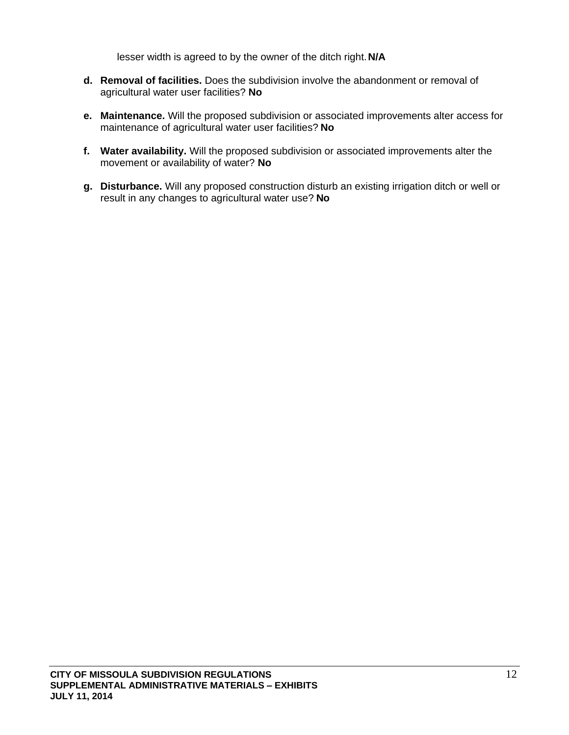lesser width is agreed to by the owner of the ditch right. **N/A**

**d. Removal of facilities.** Does the subdivision involve the abandonment or removal of agricultural water user facilities? **No**

**e. Maintenance.** Will the proposed subdivision or associated improvements alter access for maintenance of agricultural water user facilities? **No**

**f. Water availability.** Will the proposed subdivision or associated improvements alter the movement or availability of water? **No**

**g. Disturbance.** Will any proposed construction disturb an existing irrigation ditch or well or result in any changes to agricultural water use? **No**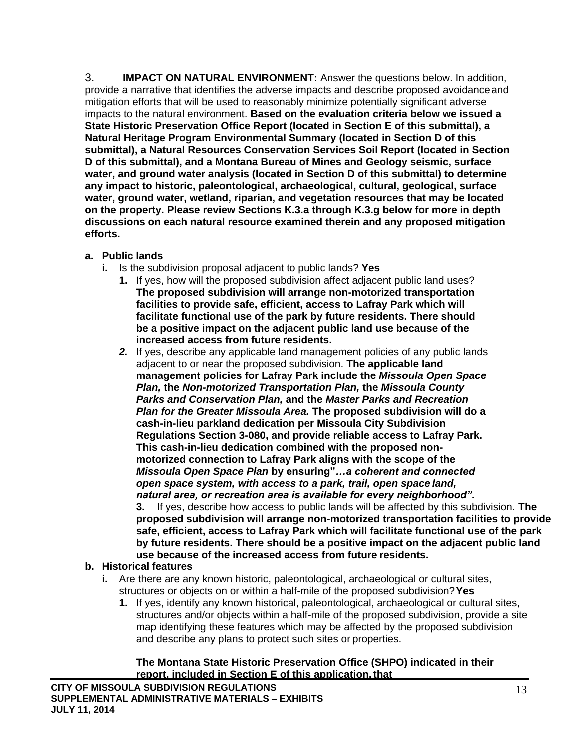3. **IMPACT ON NATURAL ENVIRONMENT:** Answer the questions below. In addition, provide a narrative that identifies the adverse impacts and describe proposed avoidance and mitigation efforts that will be used to reasonably minimize potentially significant adverse impacts to the natural environment. **Based on the evaluation criteria below we issued a State Historic Preservation Office Report (located in Section E of this submittal), a Natural Heritage Program Environmental Summary (located in Section D of this submittal), a Natural Resources Conservation Services Soil Report (located in Section D of this submittal), and a Montana Bureau of Mines and Geology seismic, surface water, and ground water analysis (located in Section D of this submittal) to determine any impact to historic, paleontological, archaeological, cultural, geological, surface water, ground water, wetland, riparian, and vegetation resources that may be located on the property. Please review Sections K.3.a through K.3.g below for more in depth discussions on each natural resource examined therein and any proposed mitigation efforts.**

**a. Public lands**

- **i.** Is the subdivision proposal adjacent to public lands? **Yes**
  - **1.** If yes, how will the proposed subdivision affect adjacent public land uses? **The proposed subdivision will arrange non-motorized transportation facilities to provide safe, efficient, access to Lafray Park which will facilitate functional use of the park by future residents. There should be a positive impact on the adjacent public land use because of the increased access from future residents.**
  - ***2.*** If yes, describe any applicable land management policies of any public lands adjacent to or near the proposed subdivision. **The applicable land management policies for Lafray Park include the *Missoula Open Space Plan,* the *Non-motorized Transportation Plan,* the *Missoula County Parks and Conservation Plan,* and the *Master Parks and Recreation Plan for the Greater Missoula Area.* The proposed subdivision will do a cash-in-lieu parkland dedication per Missoula City Subdivision Regulations Section 3-080, and provide reliable access to Lafray Park. This cash-in-lieu dedication combined with the proposed non-motorized connection to Lafray Park aligns with the scope of the *Missoula Open Space Plan* by ensuring"*…a coherent and connected open space system, with access to a park, trail, open space land, natural area, or recreation area is available for every neighborhood".***
  - **3.** If yes, describe how access to public lands will be affected by this subdivision. **The proposed subdivision will arrange non-motorized transportation facilities to provide safe, efficient, access to Lafray Park which will facilitate functional use of the park by future residents. There should be a positive impact on the adjacent public land use because of the increased access from future residents.**

**b. Historical features**

- **i.** Are there are any known historic, paleontological, archaeological or cultural sites, structures or objects on or within a half-mile of the proposed subdivision? **Yes**
  - **1.** If yes, identify any known historical, paleontological, archaeological or cultural sites, structures and/or objects within a half-mile of the proposed subdivision, provide a site map identifying these features which may be affected by the proposed subdivision and describe any plans to protect such sites or properties.

    **The Montana State Historic Preservation Office (SHPO) indicated in their report, included in Section E of this application, that**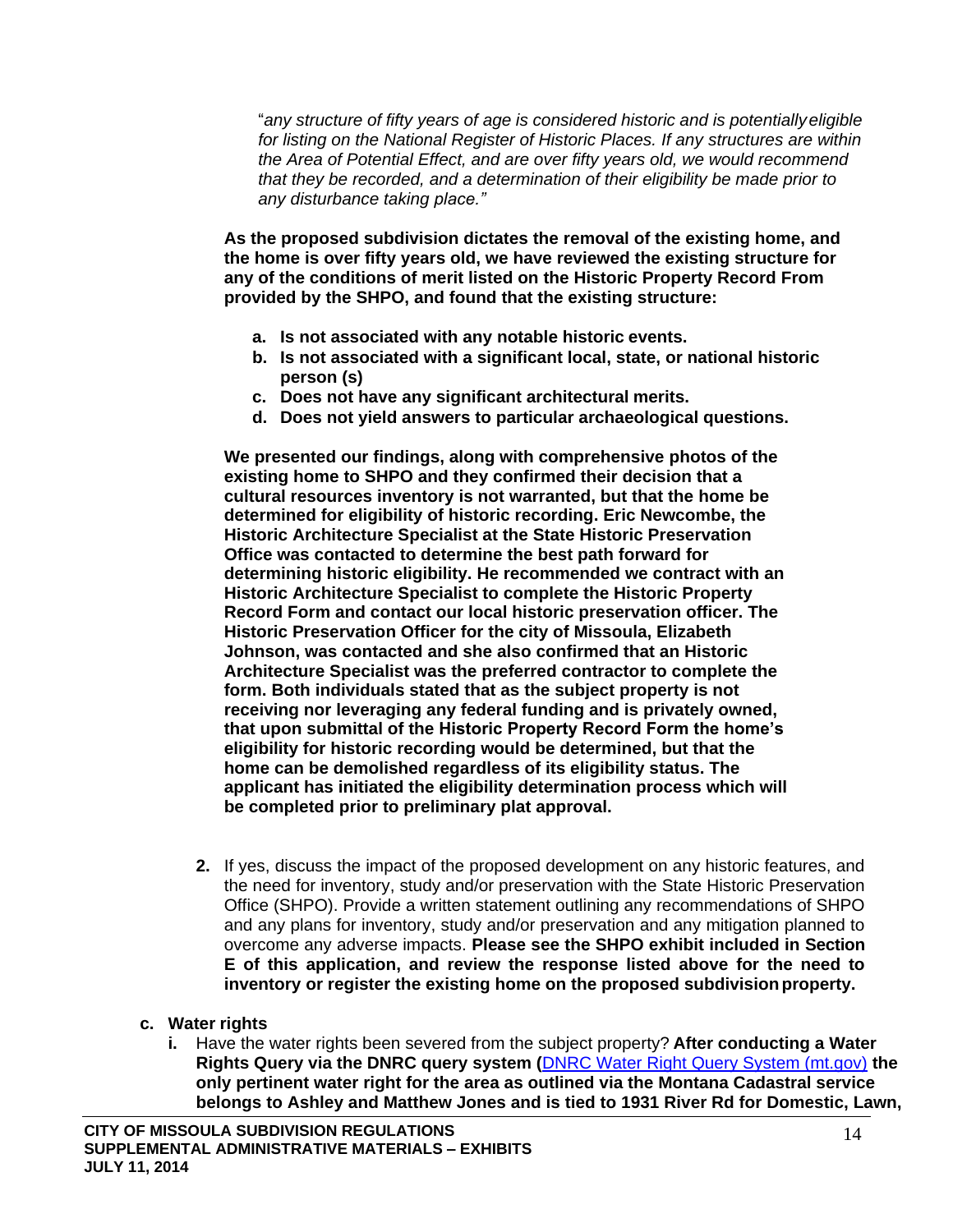"*any structure of fifty years of age is considered historic and is potentially eligible for listing on the National Register of Historic Places. If any structures are within the Area of Potential Effect, and are over fifty years old, we would recommend that they be recorded, and a determination of their eligibility be made prior to any disturbance taking place.*"

**As the proposed subdivision dictates the removal of the existing home, and the home is over fifty years old, we have reviewed the existing structure for any of the conditions of merit listed on the Historic Property Record From provided by the SHPO, and found that the existing structure:**

- **a. Is not associated with any notable historic events.**
- **b. Is not associated with a significant local, state, or national historic person (s)**
- **c. Does not have any significant architectural merits.**
- **d. Does not yield answers to particular archaeological questions.**

**We presented our findings, along with comprehensive photos of the existing home to SHPO and they confirmed their decision that a cultural resources inventory is not warranted, but that the home be determined for eligibility of historic recording. Eric Newcombe, the Historic Architecture Specialist at the State Historic Preservation Office was contacted to determine the best path forward for determining historic eligibility. He recommended we contract with an Historic Architecture Specialist to complete the Historic Property Record Form and contact our local historic preservation officer. The Historic Preservation Officer for the city of Missoula, Elizabeth Johnson, was contacted and she also confirmed that an Historic Architecture Specialist was the preferred contractor to complete the form. Both individuals stated that as the subject property is not receiving nor leveraging any federal funding and is privately owned, that upon submittal of the Historic Property Record Form the home's eligibility for historic recording would be determined, but that the home can be demolished regardless of its eligibility status. The applicant has initiated the eligibility determination process which will be completed prior to preliminary plat approval.**

**2.** If yes, discuss the impact of the proposed development on any historic features, and the need for inventory, study and/or preservation with the State Historic Preservation Office (SHPO). Provide a written statement outlining any recommendations of SHPO and any plans for inventory, study and/or preservation and any mitigation planned to overcome any adverse impacts. **Please see the SHPO exhibit included in Section E of this application, and review the response listed above for the need to inventory or register the existing home on the proposed subdivision property.**

**c. Water rights**

**i.** Have the water rights been severed from the subject property? **After conducting a Water Rights Query via the DNRC query system (DNRC Water Right Query System (mt.gov)) the only pertinent water right for the area as outlined via the Montana Cadastral service belongs to Ashley and Matthew Jones and is tied to 1931 River Rd for Domestic, Lawn,**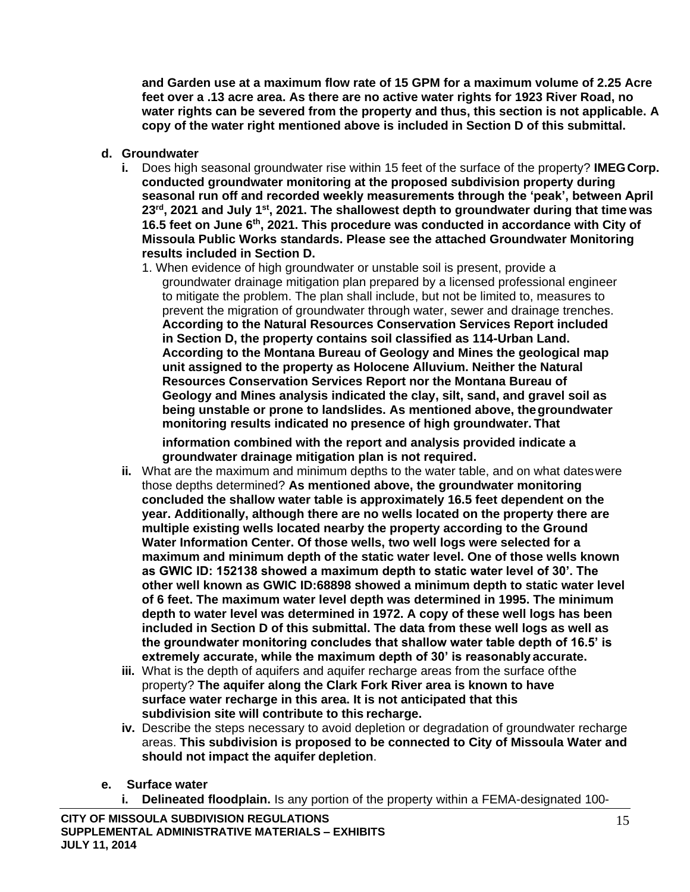**and Garden use at a maximum flow rate of 15 GPM for a maximum volume of 2.25 Acre feet over a .13 acre area. As there are no active water rights for 1923 River Road, no water rights can be severed from the property and thus, this section is not applicable. A copy of the water right mentioned above is included in Section D of this submittal.**

**d. Groundwater**

**i.** Does high seasonal groundwater rise within 15 feet of the surface of the property? **IMEG Corp. conducted groundwater monitoring at the proposed subdivision property during seasonal run off and recorded weekly measurements through the 'peak', between April 23rd, 2021 and July 1st, 2021. The shallowest depth to groundwater during that time was 16.5 feet on June 6th, 2021. This procedure was conducted in accordance with City of Missoula Public Works standards. Please see the attached Groundwater Monitoring results included in Section D.**

1. When evidence of high groundwater or unstable soil is present, provide a groundwater drainage mitigation plan prepared by a licensed professional engineer to mitigate the problem. The plan shall include, but not be limited to, measures to prevent the migration of groundwater through water, sewer and drainage trenches. **According to the Natural Resources Conservation Services Report included in Section D, the property contains soil classified as 114-Urban Land. According to the Montana Bureau of Geology and Mines the geological map unit assigned to the property as Holocene Alluvium. Neither the Natural Resources Conservation Services Report nor the Montana Bureau of Geology and Mines analysis indicated the clay, silt, sand, and gravel soil as being unstable or prone to landslides. As mentioned above, the groundwater monitoring results indicated no presence of high groundwater. That information combined with the report and analysis provided indicate a groundwater drainage mitigation plan is not required.**

**ii.** What are the maximum and minimum depths to the water table, and on what dates were those depths determined? **As mentioned above, the groundwater monitoring concluded the shallow water table is approximately 16.5 feet dependent on the year. Additionally, although there are no wells located on the property there are multiple existing wells located nearby the property according to the Ground Water Information Center. Of those wells, two well logs were selected for a maximum and minimum depth of the static water level. One of those wells known as GWIC ID: 152138 showed a maximum depth to static water level of 30'. The other well known as GWIC ID:68898 showed a minimum depth to static water level of 6 feet. The maximum water level depth was determined in 1995. The minimum depth to water level was determined in 1972. A copy of these well logs has been included in Section D of this submittal. The data from these well logs as well as the groundwater monitoring concludes that shallow water table depth of 16.5' is extremely accurate, while the maximum depth of 30' is reasonably accurate.**

**iii.** What is the depth of aquifers and aquifer recharge areas from the surface of the property? **The aquifer along the Clark Fork River area is known to have surface water recharge in this area. It is not anticipated that this subdivision site will contribute to this recharge.**

**iv.** Describe the steps necessary to avoid depletion or degradation of groundwater recharge areas. **This subdivision is proposed to be connected to City of Missoula Water and should not impact the aquifer depletion**.

**e. Surface water**

**i. Delineated floodplain.** Is any portion of the property within a FEMA-designated 100-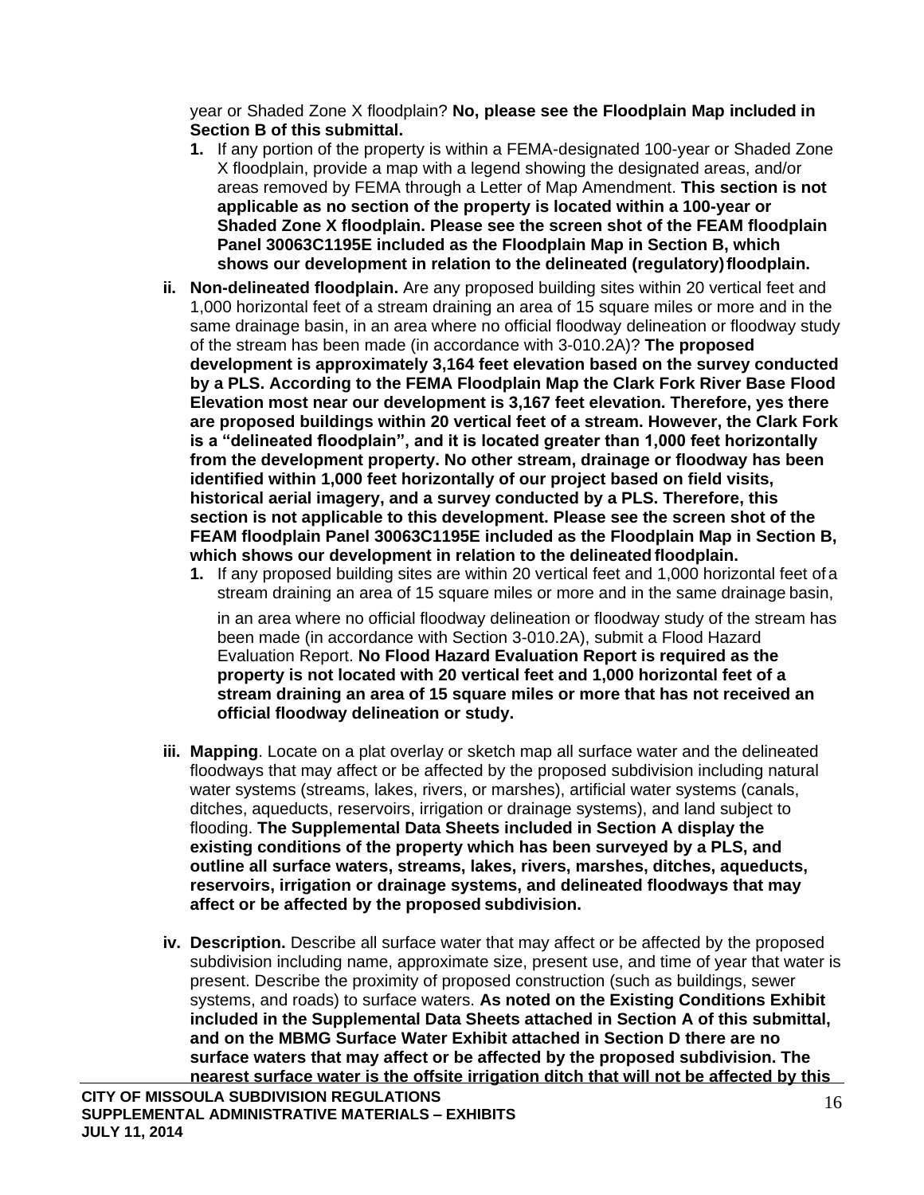year or Shaded Zone X floodplain? **No, please see the Floodplain Map included in Section B of this submittal.**

1. If any portion of the property is within a FEMA-designated 100-year or Shaded Zone X floodplain, provide a map with a legend showing the designated areas, and/or areas removed by FEMA through a Letter of Map Amendment. **This section is not applicable as no section of the property is located within a 100-year or Shaded Zone X floodplain. Please see the screen shot of the FEAM floodplain Panel 30063C1195E included as the Floodplain Map in Section B, which shows our development in relation to the delineated (regulatory) floodplain.**

ii. **Non-delineated floodplain.** Are any proposed building sites within 20 vertical feet and 1,000 horizontal feet of a stream draining an area of 15 square miles or more and in the same drainage basin, in an area where no official floodway delineation or floodway study of the stream has been made (in accordance with 3-010.2A)? **The proposed development is approximately 3,164 feet elevation based on the survey conducted by a PLS. According to the FEMA Floodplain Map the Clark Fork River Base Flood Elevation most near our development is 3,167 feet elevation. Therefore, yes there are proposed buildings within 20 vertical feet of a stream. However, the Clark Fork is a "delineated floodplain", and it is located greater than 1,000 feet horizontally from the development property. No other stream, drainage or floodway has been identified within 1,000 feet horizontally of our project based on field visits, historical aerial imagery, and a survey conducted by a PLS. Therefore, this section is not applicable to this development. Please see the screen shot of the FEAM floodplain Panel 30063C1195E included as the Floodplain Map in Section B, which shows our development in relation to the delineated floodplain.**

1. If any proposed building sites are within 20 vertical feet and 1,000 horizontal feet of a stream draining an area of 15 square miles or more and in the same drainage basin, in an area where no official floodway delineation or floodway study of the stream has been made (in accordance with Section 3-010.2A), submit a Flood Hazard Evaluation Report. **No Flood Hazard Evaluation Report is required as the property is not located with 20 vertical feet and 1,000 horizontal feet of a stream draining an area of 15 square miles or more that has not received an official floodway delineation or study.**

iii. **Mapping**. Locate on a plat overlay or sketch map all surface water and the delineated floodways that may affect or be affected by the proposed subdivision including natural water systems (streams, lakes, rivers, or marshes), artificial water systems (canals, ditches, aqueducts, reservoirs, irrigation or drainage systems), and land subject to flooding. **The Supplemental Data Sheets included in Section A display the existing conditions of the property which has been surveyed by a PLS, and outline all surface waters, streams, lakes, rivers, marshes, ditches, aqueducts, reservoirs, irrigation or drainage systems, and delineated floodways that may affect or be affected by the proposed subdivision.**

iv. **Description.** Describe all surface water that may affect or be affected by the proposed subdivision including name, approximate size, present use, and time of year that water is present. Describe the proximity of proposed construction (such as buildings, sewer systems, and roads) to surface waters. **As noted on the Existing Conditions Exhibit included in the Supplemental Data Sheets attached in Section A of this submittal, and on the MBMG Surface Water Exhibit attached in Section D there are no surface waters that may affect or be affected by the proposed subdivision. The nearest surface water is the offsite irrigation ditch that will not be affected by this**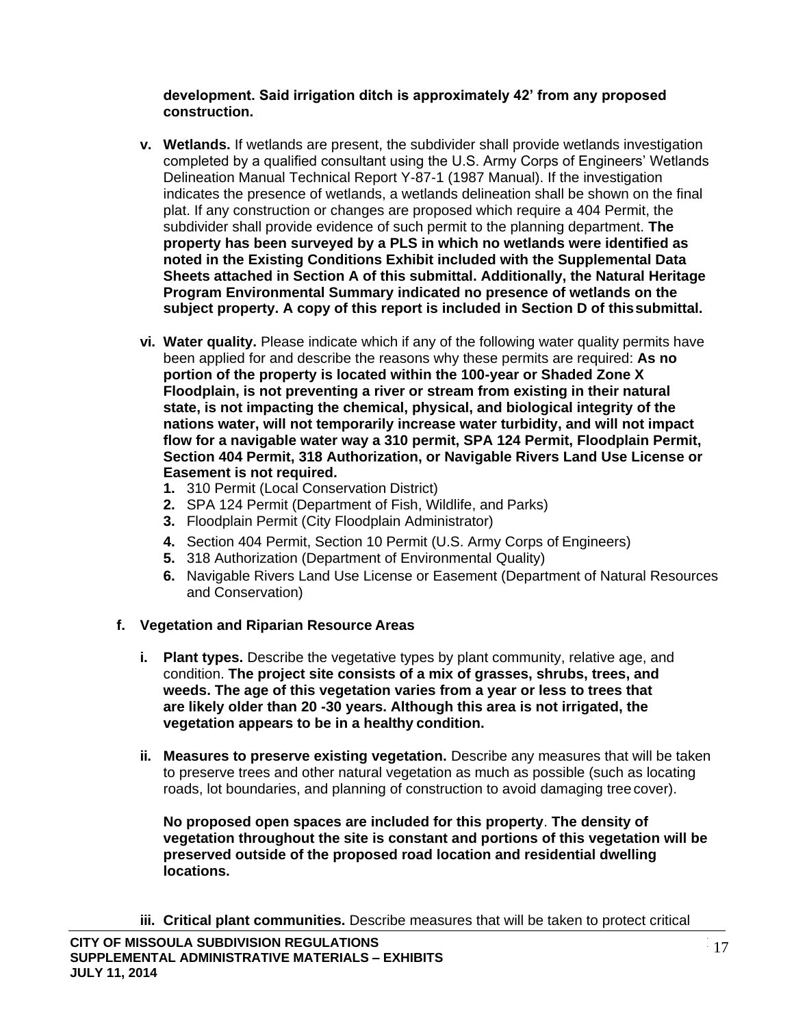**development. Said irrigation ditch is approximately 42' from any proposed construction.**

- **v. Wetlands.** If wetlands are present, the subdivider shall provide wetlands investigation completed by a qualified consultant using the U.S. Army Corps of Engineers' Wetlands Delineation Manual Technical Report Y-87-1 (1987 Manual). If the investigation indicates the presence of wetlands, a wetlands delineation shall be shown on the final plat. If any construction or changes are proposed which require a 404 Permit, the subdivider shall provide evidence of such permit to the planning department. **The property has been surveyed by a PLS in which no wetlands were identified as noted in the Existing Conditions Exhibit included with the Supplemental Data Sheets attached in Section A of this submittal. Additionally, the Natural Heritage Program Environmental Summary indicated no presence of wetlands on the subject property. A copy of this report is included in Section D of this submittal.**

- **vi. Water quality.** Please indicate which if any of the following water quality permits have been applied for and describe the reasons why these permits are required: **As no portion of the property is located within the 100-year or Shaded Zone X Floodplain, is not preventing a river or stream from existing in their natural state, is not impacting the chemical, physical, and biological integrity of the nations water, will not temporarily increase water turbidity, and will not impact flow for a navigable water way a 310 permit, SPA 124 Permit, Floodplain Permit, Section 404 Permit, 318 Authorization, or Navigable Rivers Land Use License or Easement is not required.**
  1. 310 Permit (Local Conservation District)
  2. SPA 124 Permit (Department of Fish, Wildlife, and Parks)
  3. Floodplain Permit (City Floodplain Administrator)
  4. Section 404 Permit, Section 10 Permit (U.S. Army Corps of Engineers)
  5. 318 Authorization (Department of Environmental Quality)
  6. Navigable Rivers Land Use License or Easement (Department of Natural Resources and Conservation)

**f. Vegetation and Riparian Resource Areas**

- **i. Plant types.** Describe the vegetative types by plant community, relative age, and condition. **The project site consists of a mix of grasses, shrubs, trees, and weeds. The age of this vegetation varies from a year or less to trees that are likely older than 20 -30 years. Although this area is not irrigated, the vegetation appears to be in a healthy condition.**

- **ii. Measures to preserve existing vegetation.** Describe any measures that will be taken to preserve trees and other natural vegetation as much as possible (such as locating roads, lot boundaries, and planning of construction to avoid damaging tree cover).

  **No proposed open spaces are included for this property**. **The density of vegetation throughout the site is constant and portions of this vegetation will be preserved outside of the proposed road location and residential dwelling locations.**

- **iii. Critical plant communities.** Describe measures that will be taken to protect critical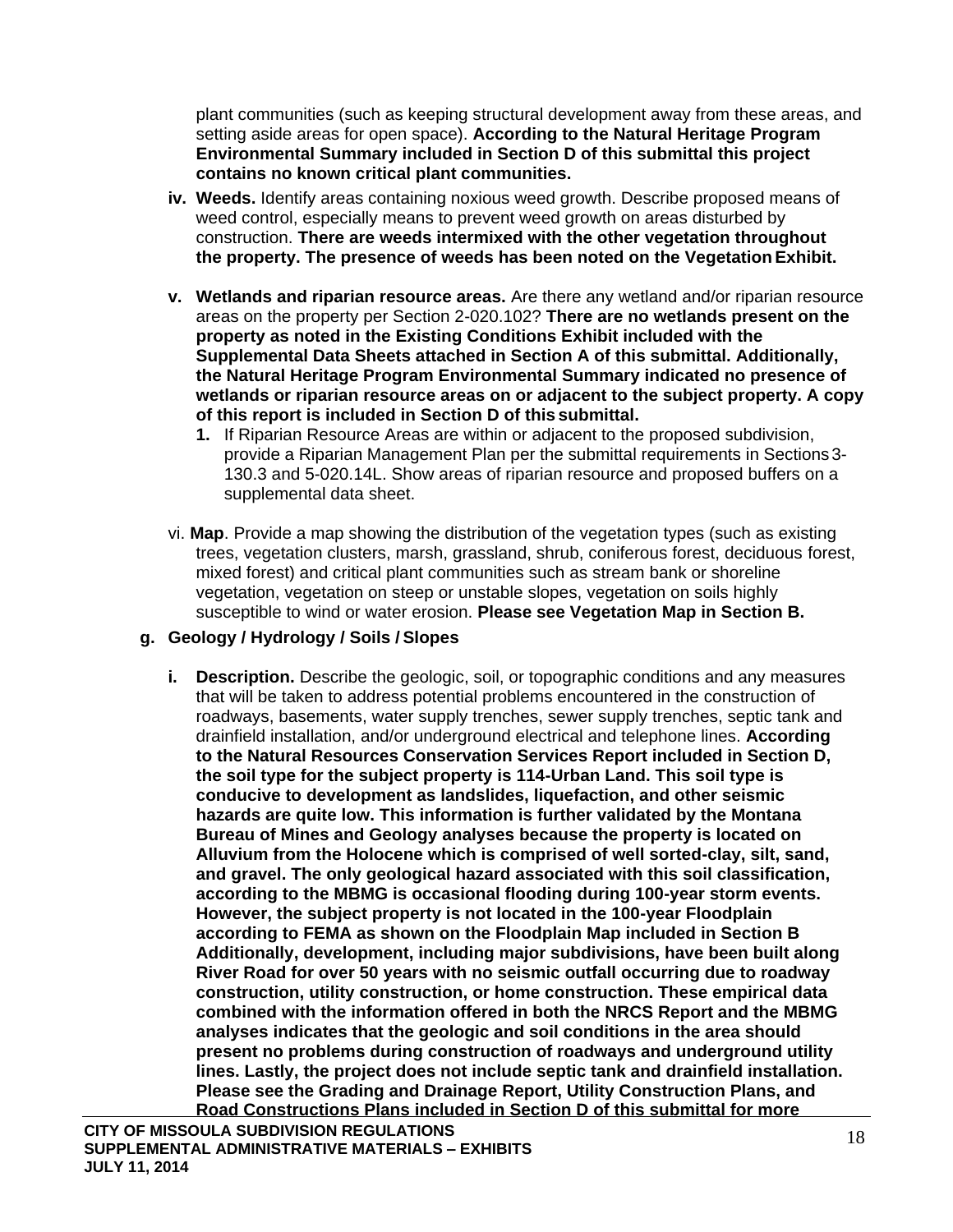plant communities (such as keeping structural development away from these areas, and setting aside areas for open space). **According to the Natural Heritage Program Environmental Summary included in Section D of this submittal this project contains no known critical plant communities.**

- **iv. Weeds.** Identify areas containing noxious weed growth. Describe proposed means of weed control, especially means to prevent weed growth on areas disturbed by construction. **There are weeds intermixed with the other vegetation throughout the property. The presence of weeds has been noted on the Vegetation Exhibit.**

- **v. Wetlands and riparian resource areas.** Are there any wetland and/or riparian resource areas on the property per Section 2-020.102? **There are no wetlands present on the property as noted in the Existing Conditions Exhibit included with the Supplemental Data Sheets attached in Section A of this submittal. Additionally, the Natural Heritage Program Environmental Summary indicated no presence of wetlands or riparian resource areas on or adjacent to the subject property. A copy of this report is included in Section D of this submittal.**
  1. If Riparian Resource Areas are within or adjacent to the proposed subdivision, provide a Riparian Management Plan per the submittal requirements in Sections 3-130.3 and 5-020.14L. Show areas of riparian resource and proposed buffers on a supplemental data sheet.

- vi. **Map**. Provide a map showing the distribution of the vegetation types (such as existing trees, vegetation clusters, marsh, grassland, shrub, coniferous forest, deciduous forest, mixed forest) and critical plant communities such as stream bank or shoreline vegetation, vegetation on steep or unstable slopes, vegetation on soils highly susceptible to wind or water erosion. **Please see Vegetation Map in Section B.**

**g. Geology / Hydrology / Soils / Slopes**

- **i. Description.** Describe the geologic, soil, or topographic conditions and any measures that will be taken to address potential problems encountered in the construction of roadways, basements, water supply trenches, sewer supply trenches, septic tank and drainfield installation, and/or underground electrical and telephone lines. **According to the Natural Resources Conservation Services Report included in Section D, the soil type for the subject property is 114-Urban Land. This soil type is conducive to development as landslides, liquefaction, and other seismic hazards are quite low. This information is further validated by the Montana Bureau of Mines and Geology analyses because the property is located on Alluvium from the Holocene which is comprised of well sorted-clay, silt, sand, and gravel. The only geological hazard associated with this soil classification, according to the MBMG is occasional flooding during 100-year storm events. However, the subject property is not located in the 100-year Floodplain according to FEMA as shown on the Floodplain Map included in Section B Additionally, development, including major subdivisions, have been built along River Road for over 50 years with no seismic outfall occurring due to roadway construction, utility construction, or home construction. These empirical data combined with the information offered in both the NRCS Report and the MBMG analyses indicates that the geologic and soil conditions in the area should present no problems during construction of roadways and underground utility lines. Lastly, the project does not include septic tank and drainfield installation. Please see the Grading and Drainage Report, Utility Construction Plans, and Road Constructions Plans included in Section D of this submittal for more**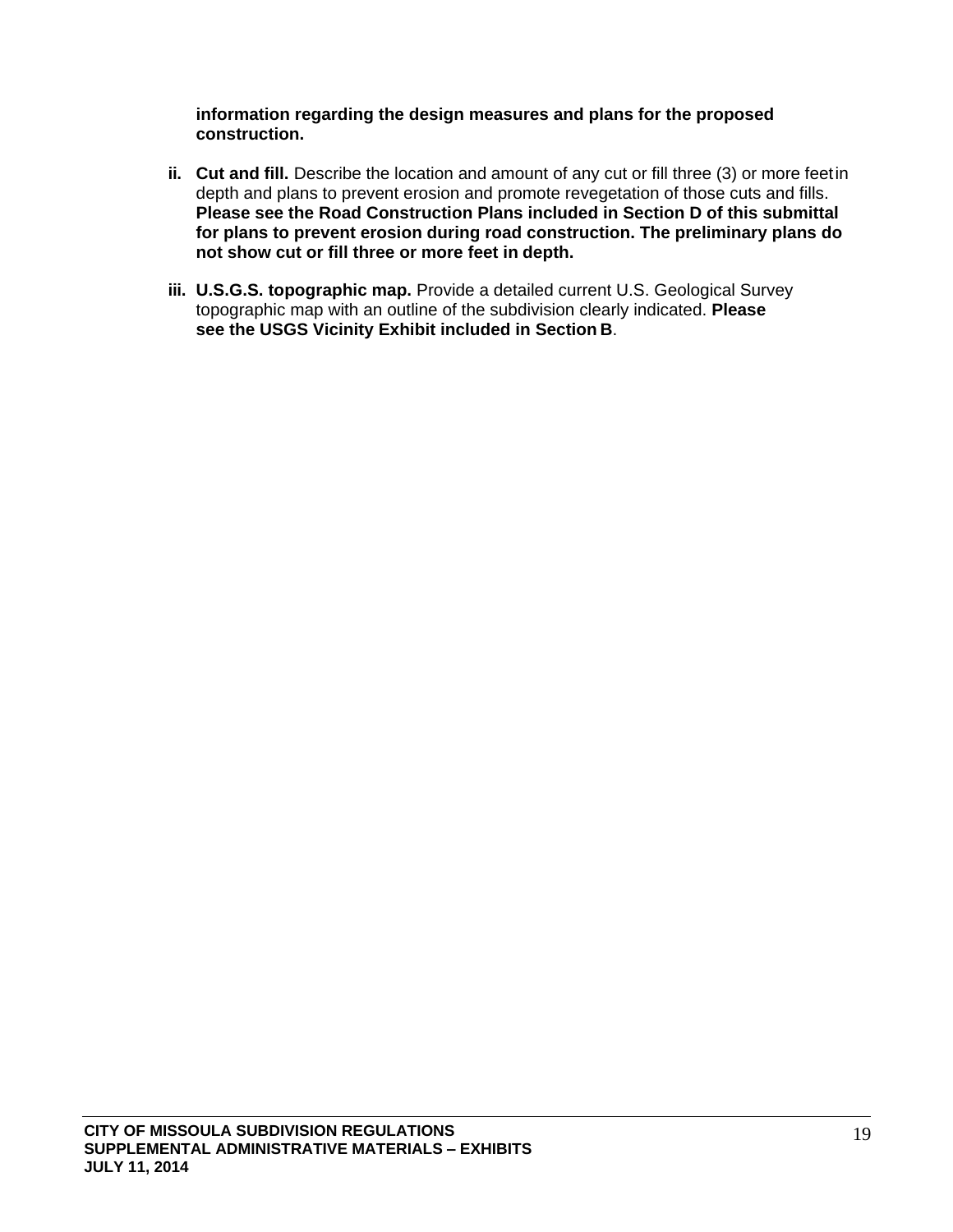**information regarding the design measures and plans for the proposed construction.**

ii. **Cut and fill.** Describe the location and amount of any cut or fill three (3) or more feet in depth and plans to prevent erosion and promote revegetation of those cuts and fills. **Please see the Road Construction Plans included in Section D of this submittal for plans to prevent erosion during road construction. The preliminary plans do not show cut or fill three or more feet in depth.**

iii. **U.S.G.S. topographic map.** Provide a detailed current U.S. Geological Survey topographic map with an outline of the subdivision clearly indicated. **Please see the USGS Vicinity Exhibit included in Section B**.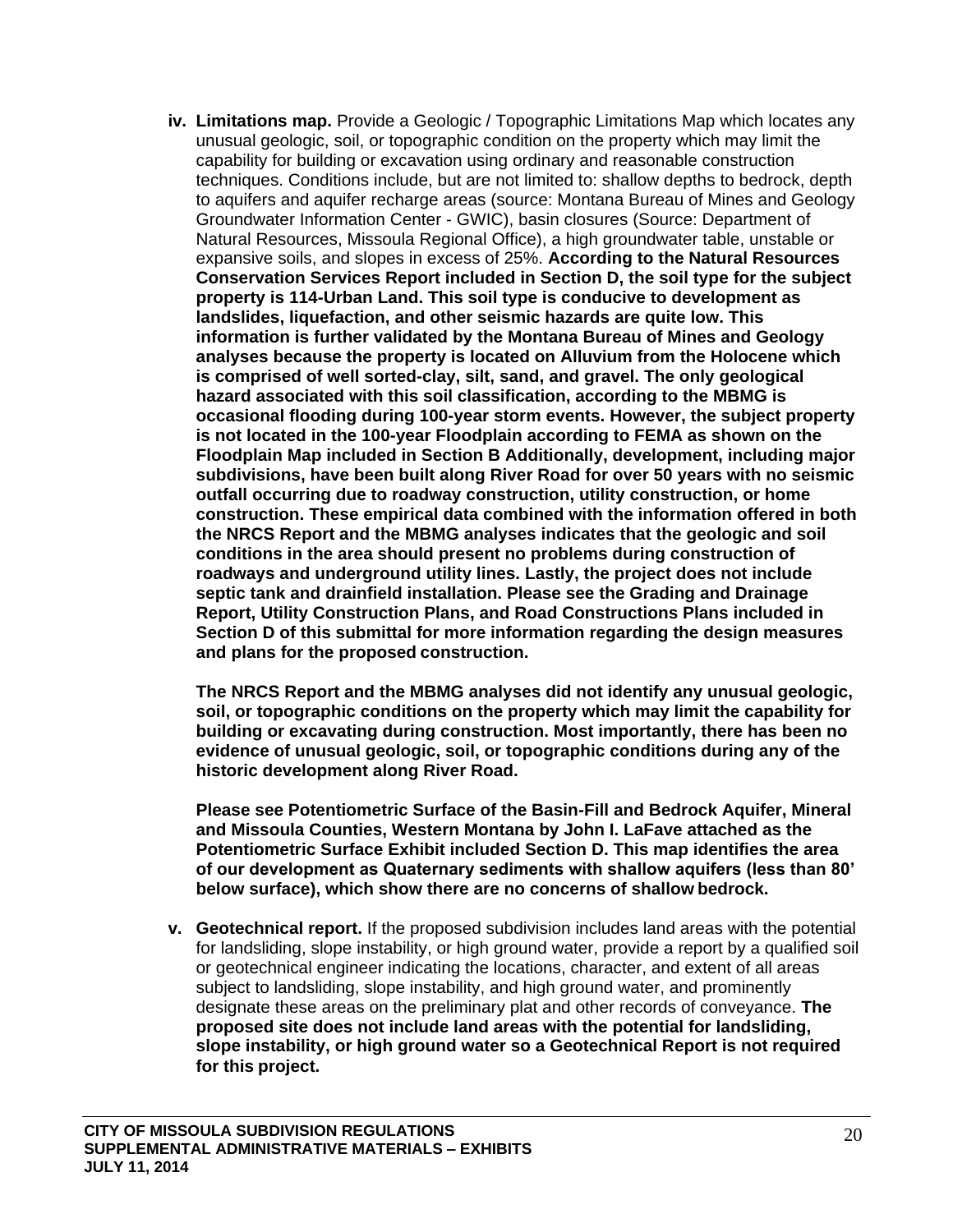iv. **Limitations map.** Provide a Geologic / Topographic Limitations Map which locates any unusual geologic, soil, or topographic condition on the property which may limit the capability for building or excavation using ordinary and reasonable construction techniques. Conditions include, but are not limited to: shallow depths to bedrock, depth to aquifers and aquifer recharge areas (source: Montana Bureau of Mines and Geology Groundwater Information Center - GWIC), basin closures (Source: Department of Natural Resources, Missoula Regional Office), a high groundwater table, unstable or expansive soils, and slopes in excess of 25%. **According to the Natural Resources Conservation Services Report included in Section D, the soil type for the subject property is 114-Urban Land. This soil type is conducive to development as landslides, liquefaction, and other seismic hazards are quite low. This information is further validated by the Montana Bureau of Mines and Geology analyses because the property is located on Alluvium from the Holocene which is comprised of well sorted-clay, silt, sand, and gravel. The only geological hazard associated with this soil classification, according to the MBMG is occasional flooding during 100-year storm events. However, the subject property is not located in the 100-year Floodplain according to FEMA as shown on the Floodplain Map included in Section B Additionally, development, including major subdivisions, have been built along River Road for over 50 years with no seismic outfall occurring due to roadway construction, utility construction, or home construction. These empirical data combined with the information offered in both the NRCS Report and the MBMG analyses indicates that the geologic and soil conditions in the area should present no problems during construction of roadways and underground utility lines. Lastly, the project does not include septic tank and drainfield installation. Please see the Grading and Drainage Report, Utility Construction Plans, and Road Constructions Plans included in Section D of this submittal for more information regarding the design measures and plans for the proposed construction.**

**The NRCS Report and the MBMG analyses did not identify any unusual geologic, soil, or topographic conditions on the property which may limit the capability for building or excavating during construction. Most importantly, there has been no evidence of unusual geologic, soil, or topographic conditions during any of the historic development along River Road.**

**Please see Potentiometric Surface of the Basin-Fill and Bedrock Aquifer, Mineral and Missoula Counties, Western Montana by John I. LaFave attached as the Potentiometric Surface Exhibit included Section D. This map identifies the area of our development as Quaternary sediments with shallow aquifers (less than 80' below surface), which show there are no concerns of shallow bedrock.**

v. **Geotechnical report.** If the proposed subdivision includes land areas with the potential for landsliding, slope instability, or high ground water, provide a report by a qualified soil or geotechnical engineer indicating the locations, character, and extent of all areas subject to landsliding, slope instability, and high ground water, and prominently designate these areas on the preliminary plat and other records of conveyance. **The proposed site does not include land areas with the potential for landsliding, slope instability, or high ground water so a Geotechnical Report is not required for this project.**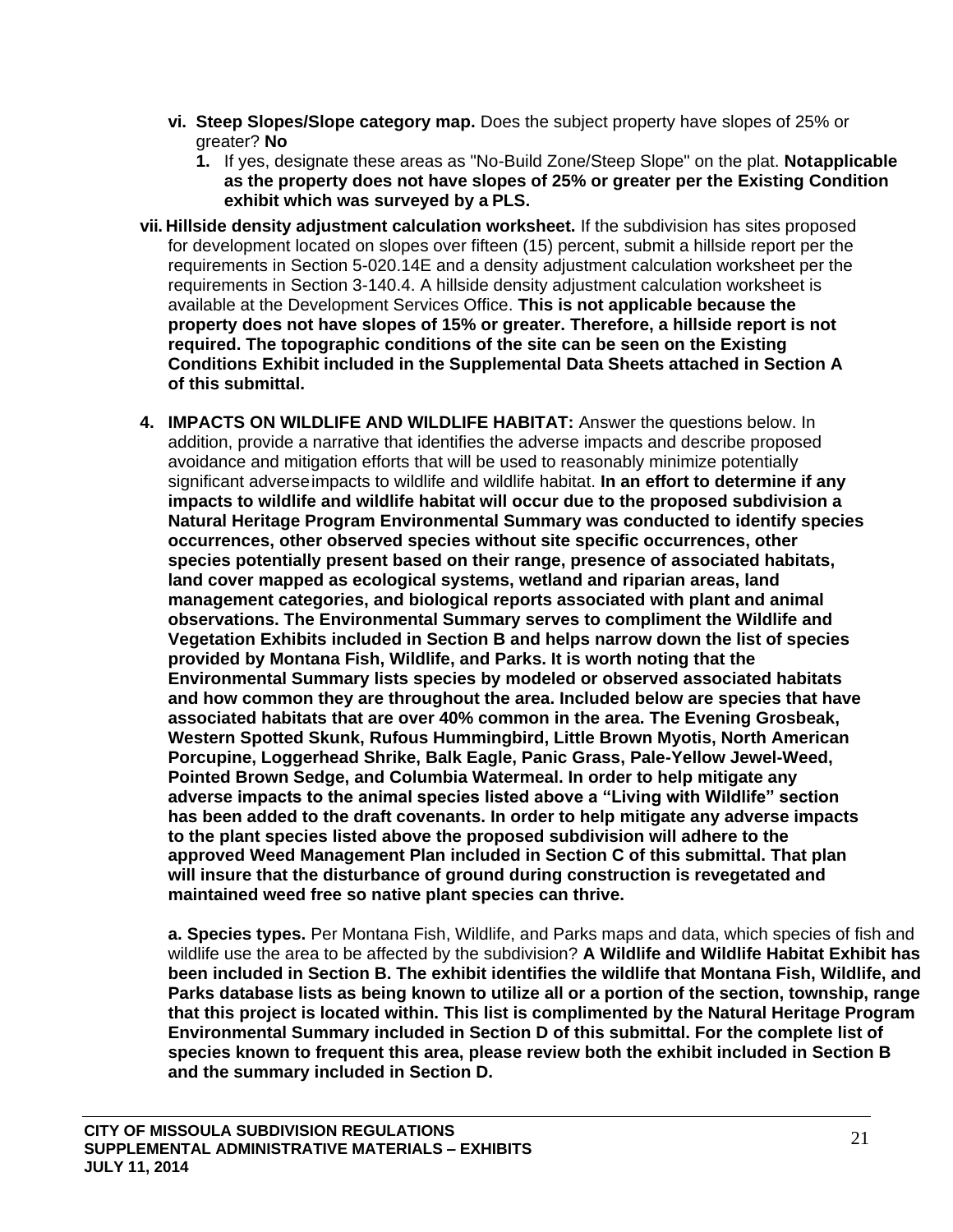- **vi. Steep Slopes/Slope category map.** Does the subject property have slopes of 25% or greater? **No**
  1. If yes, designate these areas as "No-Build Zone/Steep Slope" on the plat. **Notapplicable as the property does not have slopes of 25% or greater per the Existing Condition exhibit which was surveyed by a PLS.**
- **vii. Hillside density adjustment calculation worksheet.** If the subdivision has sites proposed for development located on slopes over fifteen (15) percent, submit a hillside report per the requirements in Section 5-020.14E and a density adjustment calculation worksheet per the requirements in Section 3-140.4. A hillside density adjustment calculation worksheet is available at the Development Services Office. **This is not applicable because the property does not have slopes of 15% or greater. Therefore, a hillside report is not required. The topographic conditions of the site can be seen on the Existing Conditions Exhibit included in the Supplemental Data Sheets attached in Section A of this submittal.**

4. **IMPACTS ON WILDLIFE AND WILDLIFE HABITAT:** Answer the questions below. In addition, provide a narrative that identifies the adverse impacts and describe proposed avoidance and mitigation efforts that will be used to reasonably minimize potentially significant adverseimpacts to wildlife and wildlife habitat. **In an effort to determine if any impacts to wildlife and wildlife habitat will occur due to the proposed subdivision a Natural Heritage Program Environmental Summary was conducted to identify species occurrences, other observed species without site specific occurrences, other species potentially present based on their range, presence of associated habitats, land cover mapped as ecological systems, wetland and riparian areas, land management categories, and biological reports associated with plant and animal observations. The Environmental Summary serves to compliment the Wildlife and Vegetation Exhibits included in Section B and helps narrow down the list of species provided by Montana Fish, Wildlife, and Parks. It is worth noting that the Environmental Summary lists species by modeled or observed associated habitats and how common they are throughout the area. Included below are species that have associated habitats that are over 40% common in the area. The Evening Grosbeak, Western Spotted Skunk, Rufous Hummingbird, Little Brown Myotis, North American Porcupine, Loggerhead Shrike, Balk Eagle, Panic Grass, Pale-Yellow Jewel-Weed, Pointed Brown Sedge, and Columbia Watermeal. In order to help mitigate any adverse impacts to the animal species listed above a "Living with Wildlife" section has been added to the draft covenants. In order to help mitigate any adverse impacts to the plant species listed above the proposed subdivision will adhere to the approved Weed Management Plan included in Section C of this submittal. That plan will insure that the disturbance of ground during construction is revegetated and maintained weed free so native plant species can thrive.**

   **a. Species types.** Per Montana Fish, Wildlife, and Parks maps and data, which species of fish and wildlife use the area to be affected by the subdivision? **A Wildlife and Wildlife Habitat Exhibit has been included in Section B. The exhibit identifies the wildlife that Montana Fish, Wildlife, and Parks database lists as being known to utilize all or a portion of the section, township, range that this project is located within. This list is complimented by the Natural Heritage Program Environmental Summary included in Section D of this submittal. For the complete list of species known to frequent this area, please review both the exhibit included in Section B and the summary included in Section D.**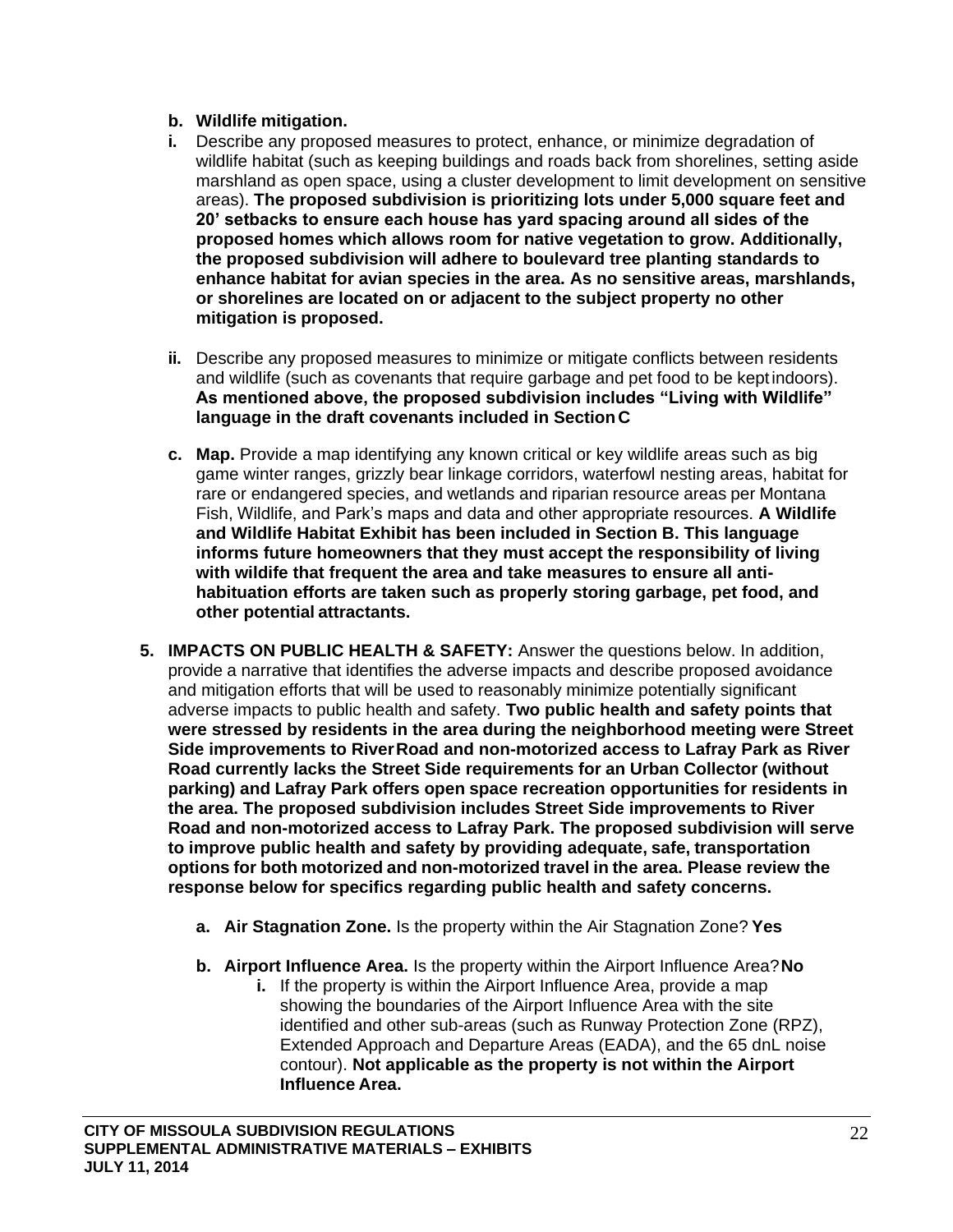- **b. Wildlife mitigation.**
  - **i.** Describe any proposed measures to protect, enhance, or minimize degradation of wildlife habitat (such as keeping buildings and roads back from shorelines, setting aside marshland as open space, using a cluster development to limit development on sensitive areas). **The proposed subdivision is prioritizing lots under 5,000 square feet and 20' setbacks to ensure each house has yard spacing around all sides of the proposed homes which allows room for native vegetation to grow. Additionally, the proposed subdivision will adhere to boulevard tree planting standards to enhance habitat for avian species in the area. As no sensitive areas, marshlands, or shorelines are located on or adjacent to the subject property no other mitigation is proposed.**
  - **ii.** Describe any proposed measures to minimize or mitigate conflicts between residents and wildlife (such as covenants that require garbage and pet food to be kept indoors). **As mentioned above, the proposed subdivision includes "Living with Wildlife" language in the draft covenants included in Section C**
- **c. Map.** Provide a map identifying any known critical or key wildlife areas such as big game winter ranges, grizzly bear linkage corridors, waterfowl nesting areas, habitat for rare or endangered species, and wetlands and riparian resource areas per Montana Fish, Wildlife, and Park's maps and data and other appropriate resources. **A Wildlife and Wildlife Habitat Exhibit has been included in Section B. This language informs future homeowners that they must accept the responsibility of living with wildife that frequent the area and take measures to ensure all anti-habituation efforts are taken such as properly storing garbage, pet food, and other potential attractants.**

**5. IMPACTS ON PUBLIC HEALTH & SAFETY:** Answer the questions below. In addition, provide a narrative that identifies the adverse impacts and describe proposed avoidance and mitigation efforts that will be used to reasonably minimize potentially significant adverse impacts to public health and safety. **Two public health and safety points that were stressed by residents in the area during the neighborhood meeting were Street Side improvements to River Road and non-motorized access to Lafray Park as River Road currently lacks the Street Side requirements for an Urban Collector (without parking) and Lafray Park offers open space recreation opportunities for residents in the area. The proposed subdivision includes Street Side improvements to River Road and non-motorized access to Lafray Park. The proposed subdivision will serve to improve public health and safety by providing adequate, safe, transportation options for both motorized and non-motorized travel in the area. Please review the response below for specifics regarding public health and safety concerns.**

- **a. Air Stagnation Zone.** Is the property within the Air Stagnation Zone? **Yes**
- **b. Airport Influence Area.** Is the property within the Airport Influence Area? **No**
  - **i.** If the property is within the Airport Influence Area, provide a map showing the boundaries of the Airport Influence Area with the site identified and other sub-areas (such as Runway Protection Zone (RPZ), Extended Approach and Departure Areas (EADA), and the 65 dnL noise contour). **Not applicable as the property is not within the Airport Influence Area.**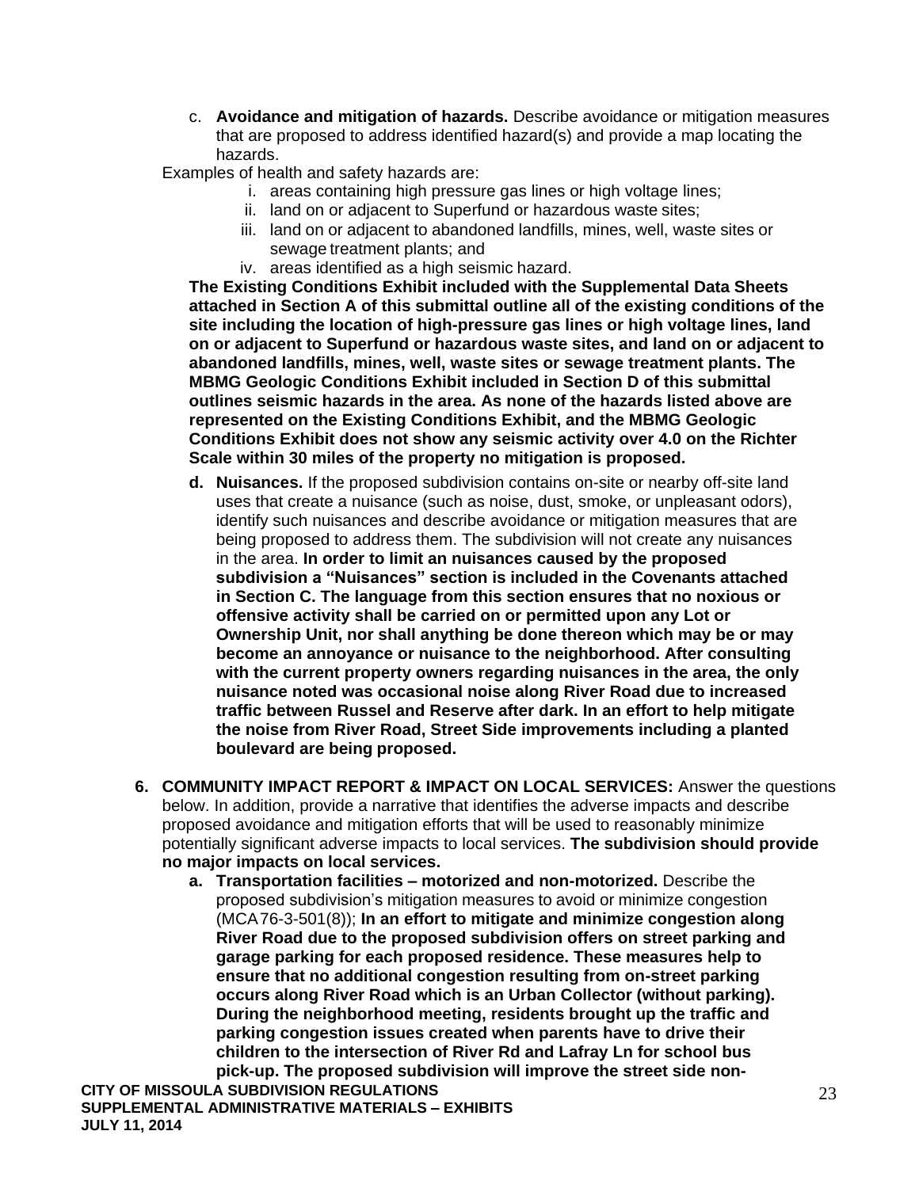c. **Avoidance and mitigation of hazards.** Describe avoidance or mitigation measures that are proposed to address identified hazard(s) and provide a map locating the hazards.

Examples of health and safety hazards are:

i. areas containing high pressure gas lines or high voltage lines;
ii. land on or adjacent to Superfund or hazardous waste sites;
iii. land on or adjacent to abandoned landfills, mines, well, waste sites or sewage treatment plants; and
iv. areas identified as a high seismic hazard.

**The Existing Conditions Exhibit included with the Supplemental Data Sheets attached in Section A of this submittal outline all of the existing conditions of the site including the location of high-pressure gas lines or high voltage lines, land on or adjacent to Superfund or hazardous waste sites, and land on or adjacent to abandoned landfills, mines, well, waste sites or sewage treatment plants. The MBMG Geologic Conditions Exhibit included in Section D of this submittal outlines seismic hazards in the area. As none of the hazards listed above are represented on the Existing Conditions Exhibit, and the MBMG Geologic Conditions Exhibit does not show any seismic activity over 4.0 on the Richter Scale within 30 miles of the property no mitigation is proposed.**

**d. Nuisances.** If the proposed subdivision contains on-site or nearby off-site land uses that create a nuisance (such as noise, dust, smoke, or unpleasant odors), identify such nuisances and describe avoidance or mitigation measures that are being proposed to address them. The subdivision will not create any nuisances in the area. **In order to limit an nuisances caused by the proposed subdivision a "Nuisances" section is included in the Covenants attached in Section C. The language from this section ensures that no noxious or offensive activity shall be carried on or permitted upon any Lot or Ownership Unit, nor shall anything be done thereon which may be or may become an annoyance or nuisance to the neighborhood. After consulting with the current property owners regarding nuisances in the area, the only nuisance noted was occasional noise along River Road due to increased traffic between Russel and Reserve after dark. In an effort to help mitigate the noise from River Road, Street Side improvements including a planted boulevard are being proposed.**

**6. COMMUNITY IMPACT REPORT & IMPACT ON LOCAL SERVICES:** Answer the questions below. In addition, provide a narrative that identifies the adverse impacts and describe proposed avoidance and mitigation efforts that will be used to reasonably minimize potentially significant adverse impacts to local services. **The subdivision should provide no major impacts on local services.**

**a. Transportation facilities – motorized and non-motorized.** Describe the proposed subdivision's mitigation measures to avoid or minimize congestion (MCA 76-3-501(8)); **In an effort to mitigate and minimize congestion along River Road due to the proposed subdivision offers on street parking and garage parking for each proposed residence. These measures help to ensure that no additional congestion resulting from on-street parking occurs along River Road which is an Urban Collector (without parking). During the neighborhood meeting, residents brought up the traffic and parking congestion issues created when parents have to drive their children to the intersection of River Rd and Lafray Ln for school bus pick-up. The proposed subdivision will improve the street side non-**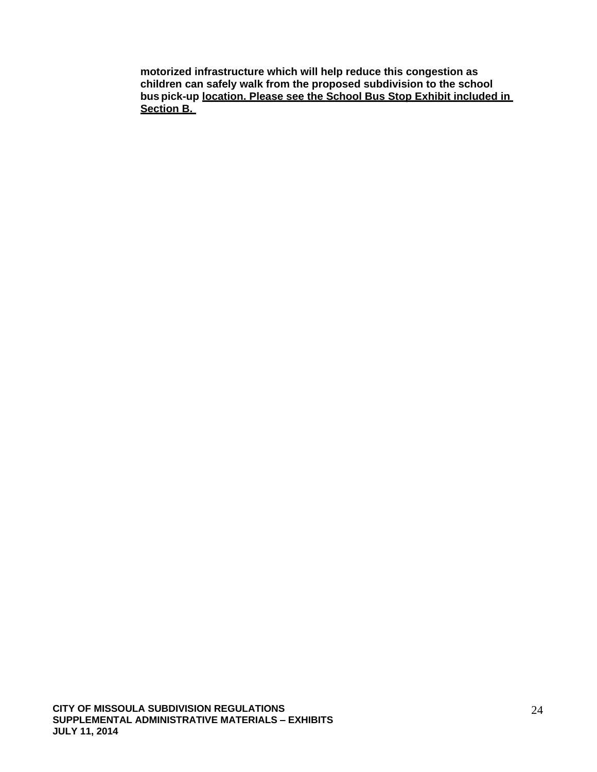**motorized infrastructure which will help reduce this congestion as children can safely walk from the proposed subdivision to the school bus pick-up <u>location. Please see the School Bus Stop Exhibit included in Section B.</u>**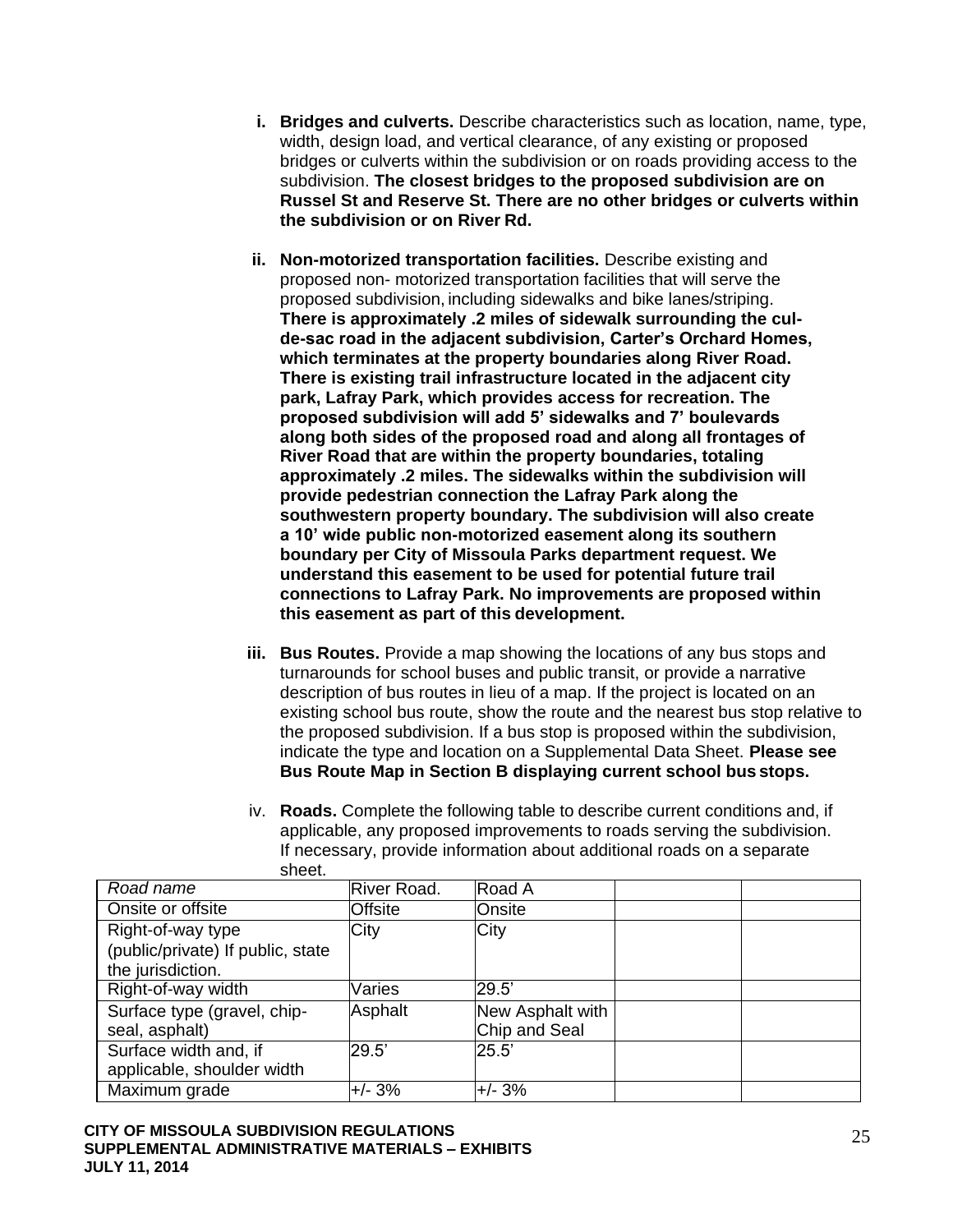i. **Bridges and culverts.** Describe characteristics such as location, name, type, width, design load, and vertical clearance, of any existing or proposed bridges or culverts within the subdivision or on roads providing access to the subdivision. **The closest bridges to the proposed subdivision are on Russel St and Reserve St. There are no other bridges or culverts within the subdivision or on River Rd.**

ii. **Non-motorized transportation facilities.** Describe existing and proposed non- motorized transportation facilities that will serve the proposed subdivision, including sidewalks and bike lanes/striping. **There is approximately .2 miles of sidewalk surrounding the cul-de-sac road in the adjacent subdivision, Carter's Orchard Homes, which terminates at the property boundaries along River Road. There is existing trail infrastructure located in the adjacent city park, Lafray Park, which provides access for recreation. The proposed subdivision will add 5' sidewalks and 7' boulevards along both sides of the proposed road and along all frontages of River Road that are within the property boundaries, totaling approximately .2 miles. The sidewalks within the subdivision will provide pedestrian connection the Lafray Park along the southwestern property boundary. The subdivision will also create a 10' wide public non-motorized easement along its southern boundary per City of Missoula Parks department request. We understand this easement to be used for potential future trail connections to Lafray Park. No improvements are proposed within this easement as part of this development.**

iii. **Bus Routes.** Provide a map showing the locations of any bus stops and turnarounds for school buses and public transit, or provide a narrative description of bus routes in lieu of a map. If the project is located on an existing school bus route, show the route and the nearest bus stop relative to the proposed subdivision. If a bus stop is proposed within the subdivision, indicate the type and location on a Supplemental Data Sheet. **Please see Bus Route Map in Section B displaying current school bus stops.**

iv. **Roads.** Complete the following table to describe current conditions and, if applicable, any proposed improvements to roads serving the subdivision. If necessary, provide information about additional roads on a separate sheet.

| *Road name* | River Road. | Road A | | |
|---|---|---|---|---|
| Onsite or offsite | Offsite | Onsite | | |
| Right-of-way type (public/private) If public, state the jurisdiction. | City | City | | |
| Right-of-way width | Varies | 29.5' | | |
| Surface type (gravel, chip-seal, asphalt) | Asphalt | New Asphalt with Chip and Seal | | |
| Surface width and, if applicable, shoulder width | 29.5' | 25.5' | | |
| Maximum grade | +/- 3% | +/- 3% | | |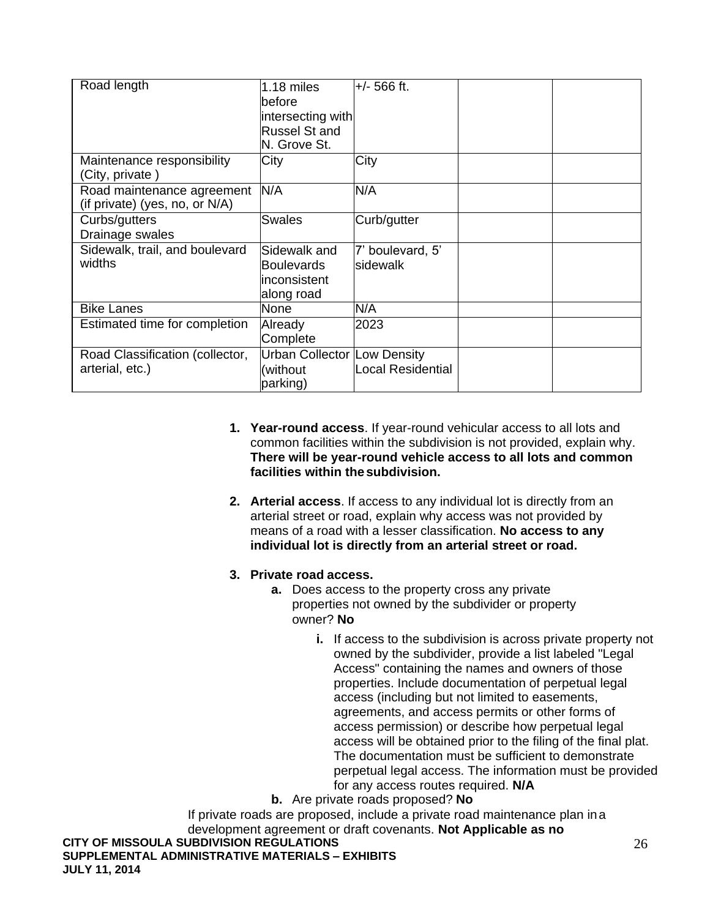| Road length | 1.18 miles before intersecting with Russel St and N. Grove St. | +/- 566 ft. | | |
|---|---|---|---|---|
| Maintenance responsibility (City, private ) | City | City | | |
| Road maintenance agreement (if private) (yes, no, or N/A) | N/A | N/A | | |
| Curbs/gutters Drainage swales | Swales | Curb/gutter | | |
| Sidewalk, trail, and boulevard widths | Sidewalk and Boulevards inconsistent along road | 7' boulevard, 5' sidewalk | | |
| Bike Lanes | None | N/A | | |
| Estimated time for completion | Already Complete | 2023 | | |
| Road Classification (collector, arterial, etc.) | Urban Collector (without parking) | Low Density Local Residential | | |

1. **Year-round access**. If year-round vehicular access to all lots and common facilities within the subdivision is not provided, explain why. **There will be year-round vehicle access to all lots and common facilities within the subdivision.**

2. **Arterial access**. If access to any individual lot is directly from an arterial street or road, explain why access was not provided by means of a road with a lesser classification. **No access to any individual lot is directly from an arterial street or road.**

3. **Private road access.**
   - **a.** Does access to the property cross any private properties not owned by the subdivider or property owner? **No**
     - **i.** If access to the subdivision is across private property not owned by the subdivider, provide a list labeled "Legal Access" containing the names and owners of those properties. Include documentation of perpetual legal access (including but not limited to easements, agreements, and access permits or other forms of access permission) or describe how perpetual legal access will be obtained prior to the filing of the final plat. The documentation must be sufficient to demonstrate perpetual legal access. The information must be provided for any access routes required. **N/A**
   - **b.** Are private roads proposed? **No**

If private roads are proposed, include a private road maintenance plan in a development agreement or draft covenants. **Not Applicable as no**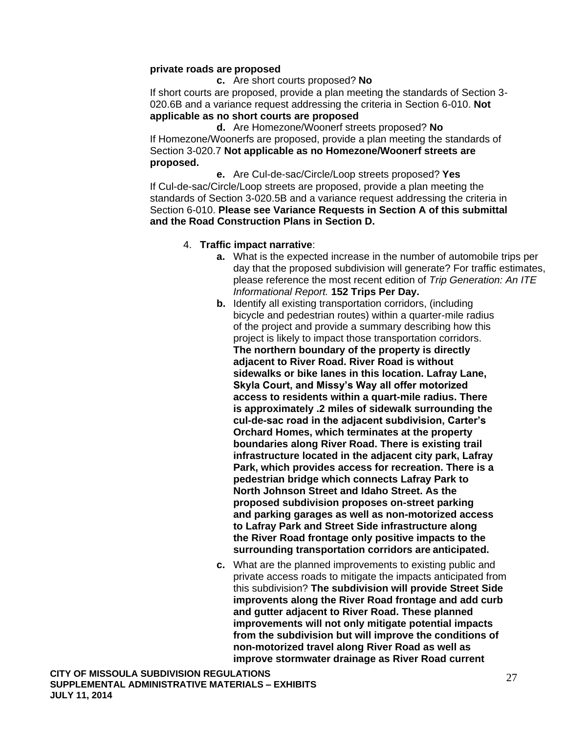**private roads are proposed**

**c.** Are short courts proposed? **No**

If short courts are proposed, provide a plan meeting the standards of Section 3-020.6B and a variance request addressing the criteria in Section 6-010. **Not applicable as no short courts are proposed**

**d.** Are Homezone/Woonerf streets proposed? **No**

If Homezone/Woonerfs are proposed, provide a plan meeting the standards of Section 3-020.7 **Not applicable as no Homezone/Woonerf streets are proposed.**

**e.** Are Cul-de-sac/Circle/Loop streets proposed? **Yes**

If Cul-de-sac/Circle/Loop streets are proposed, provide a plan meeting the standards of Section 3-020.5B and a variance request addressing the criteria in Section 6-010. **Please see Variance Requests in Section A of this submittal and the Road Construction Plans in Section D.**

4. **Traffic impact narrative**:
   - **a.** What is the expected increase in the number of automobile trips per day that the proposed subdivision will generate? For traffic estimates, please reference the most recent edition of *Trip Generation: An ITE Informational Report.* **152 Trips Per Day.**
   - **b.** Identify all existing transportation corridors, (including bicycle and pedestrian routes) within a quarter-mile radius of the project and provide a summary describing how this project is likely to impact those transportation corridors. **The northern boundary of the property is directly adjacent to River Road. River Road is without sidewalks or bike lanes in this location. Lafray Lane, Skyla Court, and Missy's Way all offer motorized access to residents within a quart-mile radius. There is approximately .2 miles of sidewalk surrounding the cul-de-sac road in the adjacent subdivision, Carter's Orchard Homes, which terminates at the property boundaries along River Road. There is existing trail infrastructure located in the adjacent city park, Lafray Park, which provides access for recreation. There is a pedestrian bridge which connects Lafray Park to North Johnson Street and Idaho Street. As the proposed subdivision proposes on-street parking and parking garages as well as non-motorized access to Lafray Park and Street Side infrastructure along the River Road frontage only positive impacts to the surrounding transportation corridors are anticipated.**
   - **c.** What are the planned improvements to existing public and private access roads to mitigate the impacts anticipated from this subdivision? **The subdivision will provide Street Side improvents along the River Road frontage and add curb and gutter adjacent to River Road. These planned improvements will not only mitigate potential impacts from the subdivision but will improve the conditions of non-motorized travel along River Road as well as improve stormwater drainage as River Road current**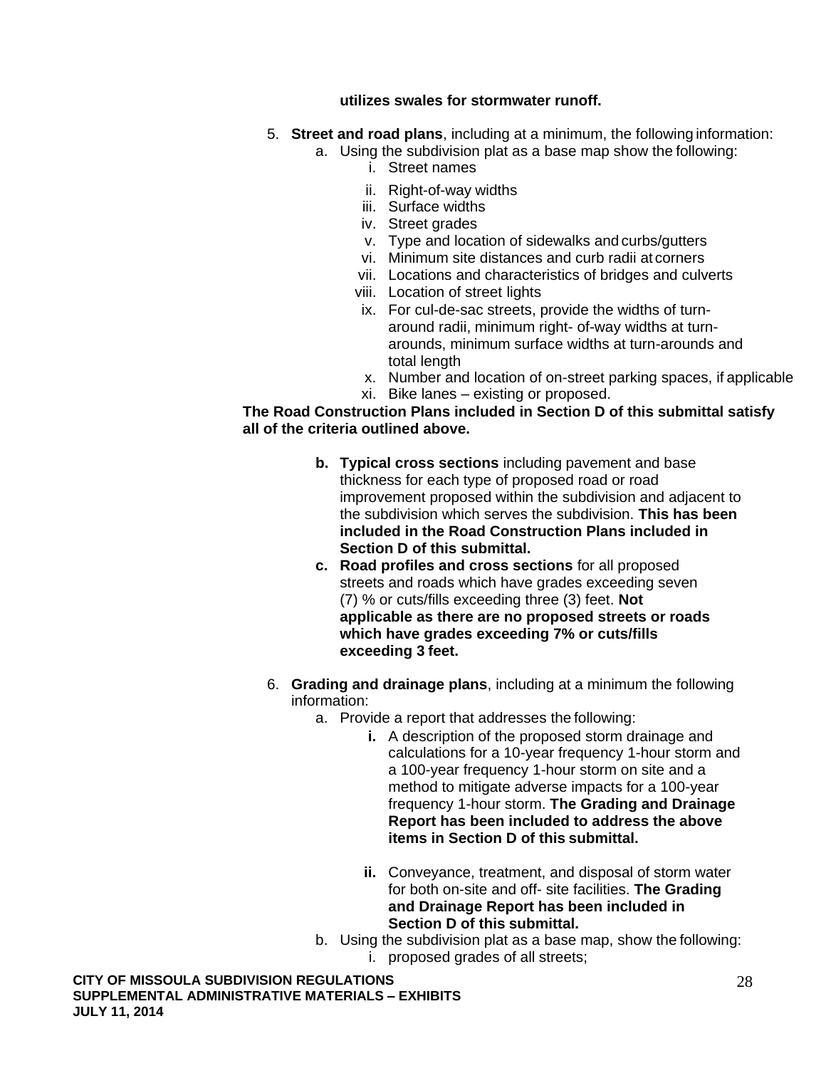**utilizes swales for stormwater runoff.**

5. **Street and road plans**, including at a minimum, the following information:
   a. Using the subdivision plat as a base map show the following:
      i. Street names
      ii. Right-of-way widths
      iii. Surface widths
      iv. Street grades
      v. Type and location of sidewalks and curbs/gutters
      vi. Minimum site distances and curb radii at corners
      vii. Locations and characteristics of bridges and culverts
      viii. Location of street lights
      ix. For cul-de-sac streets, provide the widths of turn-around radii, minimum right- of-way widths at turn-arounds, minimum surface widths at turn-arounds and total length
      x. Number and location of on-street parking spaces, if applicable
      xi. Bike lanes – existing or proposed.

**The Road Construction Plans included in Section D of this submittal satisfy all of the criteria outlined above.**

   b. **Typical cross sections** including pavement and base thickness for each type of proposed road or road improvement proposed within the subdivision and adjacent to the subdivision which serves the subdivision. **This has been included in the Road Construction Plans included in Section D of this submittal.**
   c. **Road profiles and cross sections** for all proposed streets and roads which have grades exceeding seven (7) % or cuts/fills exceeding three (3) feet. **Not applicable as there are no proposed streets or roads which have grades exceeding 7% or cuts/fills exceeding 3 feet.**

6. **Grading and drainage plans**, including at a minimum the following information:
   a. Provide a report that addresses the following:
      **i.** A description of the proposed storm drainage and calculations for a 10-year frequency 1-hour storm and a 100-year frequency 1-hour storm on site and a method to mitigate adverse impacts for a 100-year frequency 1-hour storm. **The Grading and Drainage Report has been included to address the above items in Section D of this submittal.**

      **ii.** Conveyance, treatment, and disposal of storm water for both on-site and off- site facilities. **The Grading and Drainage Report has been included in Section D of this submittal.**
   b. Using the subdivision plat as a base map, show the following:
      i. proposed grades of all streets;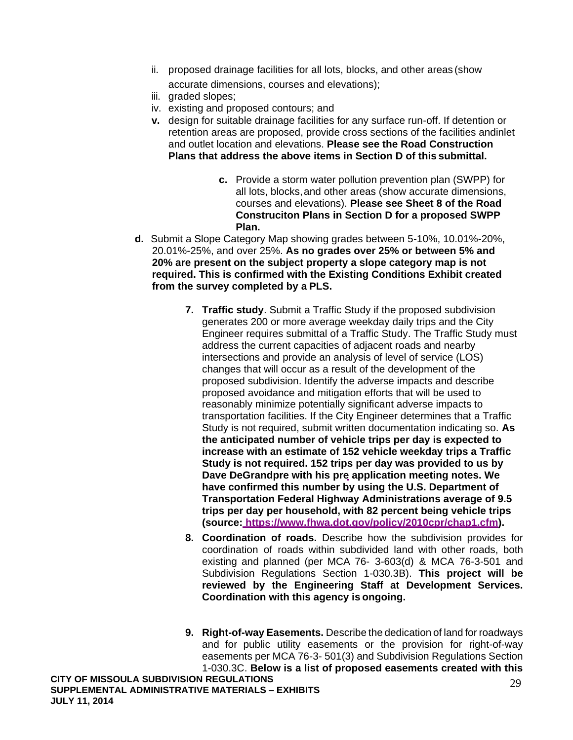ii. proposed drainage facilities for all lots, blocks, and other areas (show accurate dimensions, courses and elevations);
iii. graded slopes;
iv. existing and proposed contours; and
**v.** design for suitable drainage facilities for any surface run-off. If detention or retention areas are proposed, provide cross sections of the facilities andinlet and outlet location and elevations. **Please see the Road Construction Plans that address the above items in Section D of this submittal.**

**c.** Provide a storm water pollution prevention plan (SWPP) for all lots, blocks, and other areas (show accurate dimensions, courses and elevations). **Please see Sheet 8 of the Road Construciton Plans in Section D for a proposed SWPP Plan.**

**d.** Submit a Slope Category Map showing grades between 5-10%, 10.01%-20%, 20.01%-25%, and over 25%. **As no grades over 25% or between 5% and 20% are present on the subject property a slope category map is not required. This is confirmed with the Existing Conditions Exhibit created from the survey completed by a PLS.**

**7. Traffic study**. Submit a Traffic Study if the proposed subdivision generates 200 or more average weekday daily trips and the City Engineer requires submittal of a Traffic Study. The Traffic Study must address the current capacities of adjacent roads and nearby intersections and provide an analysis of level of service (LOS) changes that will occur as a result of the development of the proposed subdivision. Identify the adverse impacts and describe proposed avoidance and mitigation efforts that will be used to reasonably minimize potentially significant adverse impacts to transportation facilities. If the City Engineer determines that a Traffic Study is not required, submit written documentation indicating so. **As the anticipated number of vehicle trips per day is expected to increase with an estimate of 152 vehicle weekday trips a Traffic Study is not required. 152 trips per day was provided to us by Dave DeGrandpre with his pre application meeting notes. We have confirmed this number by using the U.S. Department of Transportation Federal Highway Administrations average of 9.5 trips per day per household, with 82 percent being vehicle trips (source: https://www.fhwa.dot.gov/policy/2010cpr/chap1.cfm).**

**8. Coordination of roads.** Describe how the subdivision provides for coordination of roads within subdivided land with other roads, both existing and planned (per MCA 76- 3-603(d) & MCA 76-3-501 and Subdivision Regulations Section 1-030.3B). **This project will be reviewed by the Engineering Staff at Development Services. Coordination with this agency is ongoing.**

**9. Right-of-way Easements.** Describe the dedication of land for roadways and for public utility easements or the provision for right-of-way easements per MCA 76-3- 501(3) and Subdivision Regulations Section 1-030.3C. **Below is a list of proposed easements created with this**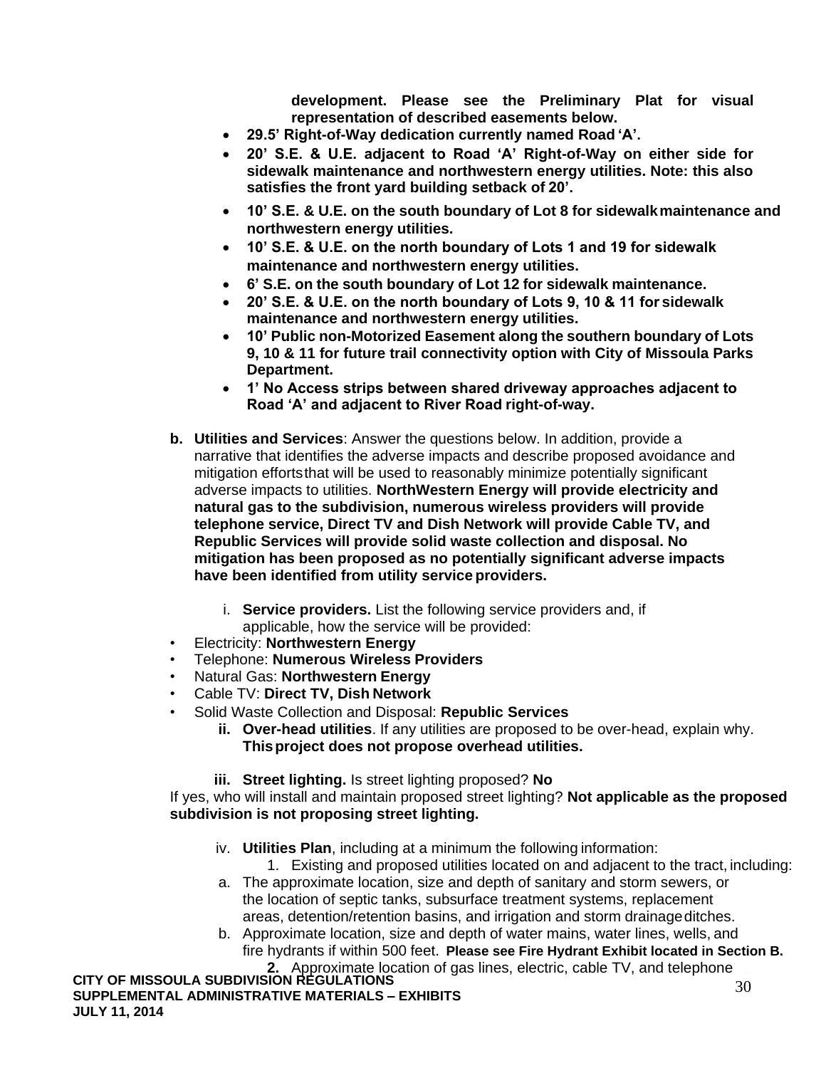**development. Please see the Preliminary Plat for visual representation of described easements below.**

- **29.5' Right-of-Way dedication currently named Road 'A'.**
- **20' S.E. & U.E. adjacent to Road 'A' Right-of-Way on either side for sidewalk maintenance and northwestern energy utilities. Note: this also satisfies the front yard building setback of 20'.**
- **10' S.E. & U.E. on the south boundary of Lot 8 for sidewalk maintenance and northwestern energy utilities.**
- **10' S.E. & U.E. on the north boundary of Lots 1 and 19 for sidewalk maintenance and northwestern energy utilities.**
- **6' S.E. on the south boundary of Lot 12 for sidewalk maintenance.**
- **20' S.E. & U.E. on the north boundary of Lots 9, 10 & 11 for sidewalk maintenance and northwestern energy utilities.**
- **10' Public non-Motorized Easement along the southern boundary of Lots 9, 10 & 11 for future trail connectivity option with City of Missoula Parks Department.**
- **1' No Access strips between shared driveway approaches adjacent to Road 'A' and adjacent to River Road right-of-way.**

**b. Utilities and Services**: Answer the questions below. In addition, provide a narrative that identifies the adverse impacts and describe proposed avoidance and mitigation efforts that will be used to reasonably minimize potentially significant adverse impacts to utilities. **NorthWestern Energy will provide electricity and natural gas to the subdivision, numerous wireless providers will provide telephone service, Direct TV and Dish Network will provide Cable TV, and Republic Services will provide solid waste collection and disposal. No mitigation has been proposed as no potentially significant adverse impacts have been identified from utility service providers.**

i. **Service providers.** List the following service providers and, if applicable, how the service will be provided:

- Electricity: **Northwestern Energy**
- Telephone: **Numerous Wireless Providers**
- Natural Gas: **Northwestern Energy**
- Cable TV: **Direct TV, Dish Network**
- Solid Waste Collection and Disposal: **Republic Services**

**ii. Over-head utilities**. If any utilities are proposed to be over-head, explain why. **This project does not propose overhead utilities.**

**iii. Street lighting.** Is street lighting proposed? **No**

If yes, who will install and maintain proposed street lighting? **Not applicable as the proposed subdivision is not proposing street lighting.**

iv. **Utilities Plan**, including at a minimum the following information:

1. Existing and proposed utilities located on and adjacent to the tract, including:

a. The approximate location, size and depth of sanitary and storm sewers, or the location of septic tanks, subsurface treatment systems, replacement areas, detention/retention basins, and irrigation and storm drainage ditches.

b. Approximate location, size and depth of water mains, water lines, wells, and fire hydrants if within 500 feet. **Please see Fire Hydrant Exhibit located in Section B.**

**2.** Approximate location of gas lines, electric, cable TV, and telephone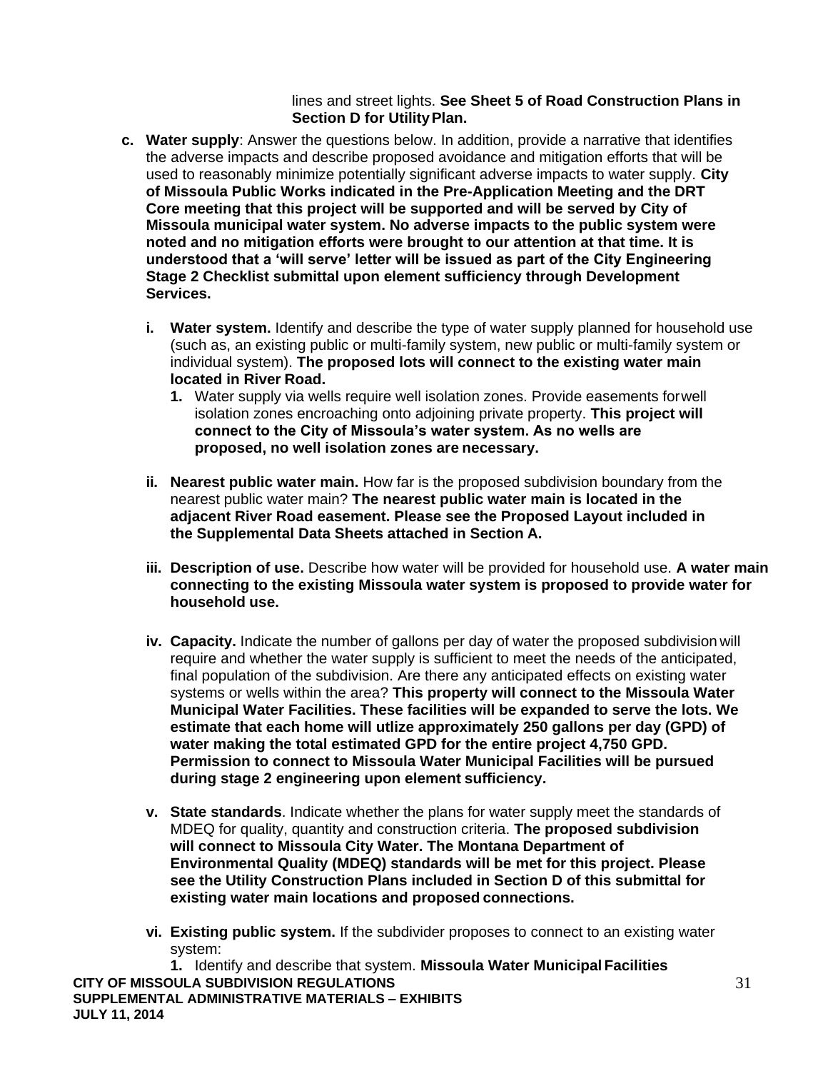lines and street lights. **See Sheet 5 of Road Construction Plans in Section D for Utility Plan.**

**c. Water supply**: Answer the questions below. In addition, provide a narrative that identifies the adverse impacts and describe proposed avoidance and mitigation efforts that will be used to reasonably minimize potentially significant adverse impacts to water supply. **City of Missoula Public Works indicated in the Pre-Application Meeting and the DRT Core meeting that this project will be supported and will be served by City of Missoula municipal water system. No adverse impacts to the public system were noted and no mitigation efforts were brought to our attention at that time. It is understood that a 'will serve' letter will be issued as part of the City Engineering Stage 2 Checklist submittal upon element sufficiency through Development Services.**

- **i. Water system.** Identify and describe the type of water supply planned for household use (such as, an existing public or multi-family system, new public or multi-family system or individual system). **The proposed lots will connect to the existing water main located in River Road.**
  - **1.** Water supply via wells require well isolation zones. Provide easements for well isolation zones encroaching onto adjoining private property. **This project will connect to the City of Missoula's water system. As no wells are proposed, no well isolation zones are necessary.**

- **ii. Nearest public water main.** How far is the proposed subdivision boundary from the nearest public water main? **The nearest public water main is located in the adjacent River Road easement. Please see the Proposed Layout included in the Supplemental Data Sheets attached in Section A.**

- **iii. Description of use.** Describe how water will be provided for household use. **A water main connecting to the existing Missoula water system is proposed to provide water for household use.**

- **iv. Capacity.** Indicate the number of gallons per day of water the proposed subdivision will require and whether the water supply is sufficient to meet the needs of the anticipated, final population of the subdivision. Are there any anticipated effects on existing water systems or wells within the area? **This property will connect to the Missoula Water Municipal Water Facilities. These facilities will be expanded to serve the lots. We estimate that each home will utlize approximately 250 gallons per day (GPD) of water making the total estimated GPD for the entire project 4,750 GPD. Permission to connect to Missoula Water Municipal Facilities will be pursued during stage 2 engineering upon element sufficiency.**

- **v. State standards**. Indicate whether the plans for water supply meet the standards of MDEQ for quality, quantity and construction criteria. **The proposed subdivision will connect to Missoula City Water. The Montana Department of Environmental Quality (MDEQ) standards will be met for this project. Please see the Utility Construction Plans included in Section D of this submittal for existing water main locations and proposed connections.**

- **vi. Existing public system.** If the subdivider proposes to connect to an existing water system:
  - **1.** Identify and describe that system. **Missoula Water Municipal Facilities**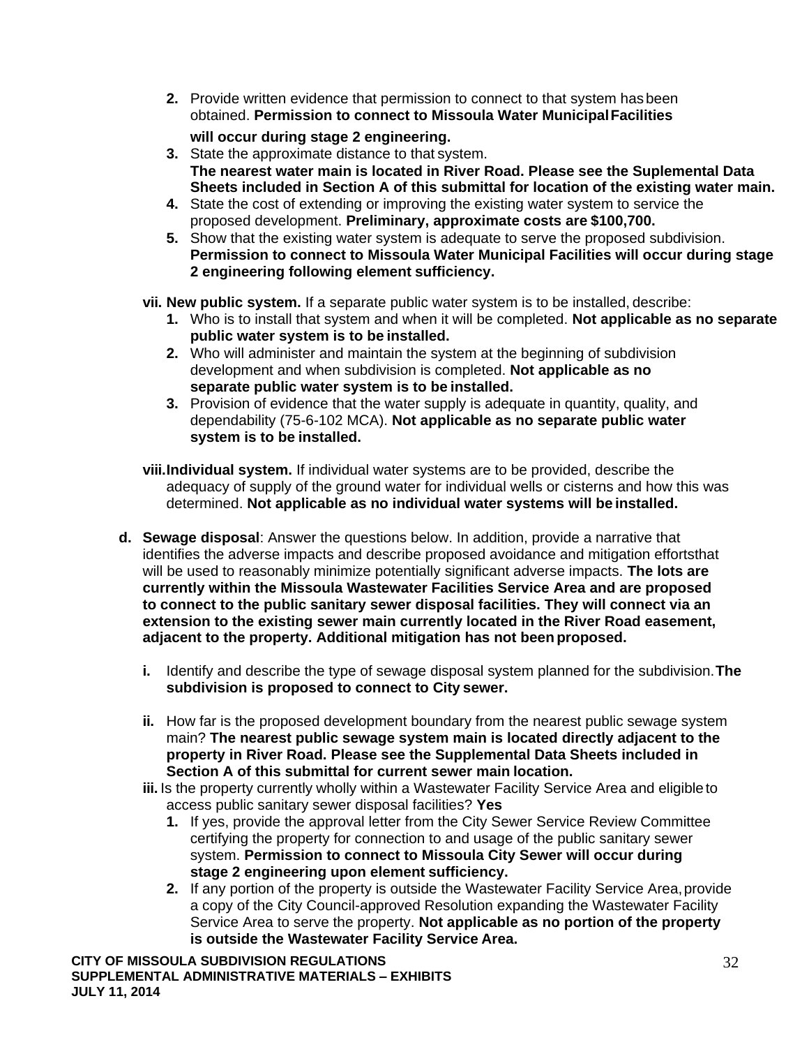2. Provide written evidence that permission to connect to that system has been obtained. **Permission to connect to Missoula Water Municipal Facilities will occur during stage 2 engineering.**
3. State the approximate distance to that system. **The nearest water main is located in River Road. Please see the Suplemental Data Sheets included in Section A of this submittal for location of the existing water main.**
4. State the cost of extending or improving the existing water system to service the proposed development. **Preliminary, approximate costs are $100,700.**
5. Show that the existing water system is adequate to serve the proposed subdivision. **Permission to connect to Missoula Water Municipal Facilities will occur during stage 2 engineering following element sufficiency.**

**vii. New public system.** If a separate public water system is to be installed, describe:

1. Who is to install that system and when it will be completed. **Not applicable as no separate public water system is to be installed.**
2. Who will administer and maintain the system at the beginning of subdivision development and when subdivision is completed. **Not applicable as no separate public water system is to be installed.**
3. Provision of evidence that the water supply is adequate in quantity, quality, and dependability (75-6-102 MCA). **Not applicable as no separate public water system is to be installed.**

**viii. Individual system.** If individual water systems are to be provided, describe the adequacy of supply of the ground water for individual wells or cisterns and how this was determined. **Not applicable as no individual water systems will be installed.**

**d. Sewage disposal**: Answer the questions below. In addition, provide a narrative that identifies the adverse impacts and describe proposed avoidance and mitigation effortsthat will be used to reasonably minimize potentially significant adverse impacts. **The lots are currently within the Missoula Wastewater Facilities Service Area and are proposed to connect to the public sanitary sewer disposal facilities. They will connect via an extension to the existing sewer main currently located in the River Road easement, adjacent to the property. Additional mitigation has not been proposed.**

**i.** Identify and describe the type of sewage disposal system planned for the subdivision. **The subdivision is proposed to connect to City sewer.**

**ii.** How far is the proposed development boundary from the nearest public sewage system main? **The nearest public sewage system main is located directly adjacent to the property in River Road. Please see the Supplemental Data Sheets included in Section A of this submittal for current sewer main location.**

**iii.** Is the property currently wholly within a Wastewater Facility Service Area and eligible to access public sanitary sewer disposal facilities? **Yes**

1. If yes, provide the approval letter from the City Sewer Service Review Committee certifying the property for connection to and usage of the public sanitary sewer system. **Permission to connect to Missoula City Sewer will occur during stage 2 engineering upon element sufficiency.**
2. If any portion of the property is outside the Wastewater Facility Service Area, provide a copy of the City Council-approved Resolution expanding the Wastewater Facility Service Area to serve the property. **Not applicable as no portion of the property is outside the Wastewater Facility Service Area.**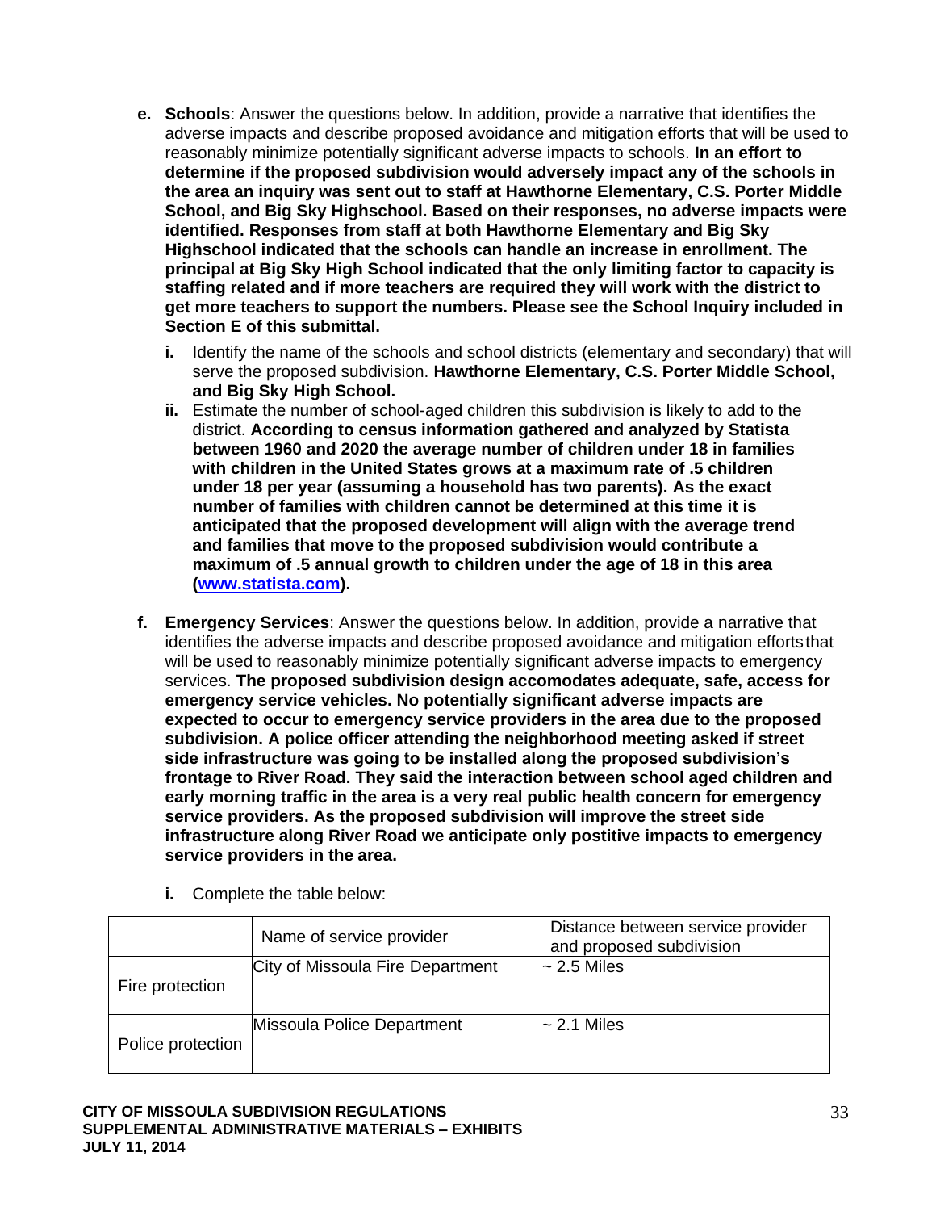- **e. Schools**: Answer the questions below. In addition, provide a narrative that identifies the adverse impacts and describe proposed avoidance and mitigation efforts that will be used to reasonably minimize potentially significant adverse impacts to schools. **In an effort to determine if the proposed subdivision would adversely impact any of the schools in the area an inquiry was sent out to staff at Hawthorne Elementary, C.S. Porter Middle School, and Big Sky Highschool. Based on their responses, no adverse impacts were identified. Responses from staff at both Hawthorne Elementary and Big Sky Highschool indicated that the schools can handle an increase in enrollment. The principal at Big Sky High School indicated that the only limiting factor to capacity is staffing related and if more teachers are required they will work with the district to get more teachers to support the numbers. Please see the School Inquiry included in Section E of this submittal.**
  - **i.** Identify the name of the schools and school districts (elementary and secondary) that will serve the proposed subdivision. **Hawthorne Elementary, C.S. Porter Middle School, and Big Sky High School.**
  - **ii.** Estimate the number of school-aged children this subdivision is likely to add to the district. **According to census information gathered and analyzed by Statista between 1960 and 2020 the average number of children under 18 in families with children in the United States grows at a maximum rate of .5 children under 18 per year (assuming a household has two parents). As the exact number of families with children cannot be determined at this time it is anticipated that the proposed development will align with the average trend and families that move to the proposed subdivision would contribute a maximum of .5 annual growth to children under the age of 18 in this area ([www.statista.com](www.statista.com)).**

- **f. Emergency Services**: Answer the questions below. In addition, provide a narrative that identifies the adverse impacts and describe proposed avoidance and mitigation efforts that will be used to reasonably minimize potentially significant adverse impacts to emergency services. **The proposed subdivision design accomodates adequate, safe, access for emergency service vehicles. No potentially significant adverse impacts are expected to occur to emergency service providers in the area due to the proposed subdivision. A police officer attending the neighborhood meeting asked if street side infrastructure was going to be installed along the proposed subdivision's frontage to River Road. They said the interaction between school aged children and early morning traffic in the area is a very real public health concern for emergency service providers. As the proposed subdivision will improve the street side infrastructure along River Road we anticipate only postitive impacts to emergency service providers in the area.**
  - **i.** Complete the table below:

| | Name of service provider | Distance between service provider and proposed subdivision |
|---|---|---|
| Fire protection | City of Missoula Fire Department | ~ 2.5 Miles |
| Police protection | Missoula Police Department | ~ 2.1 Miles |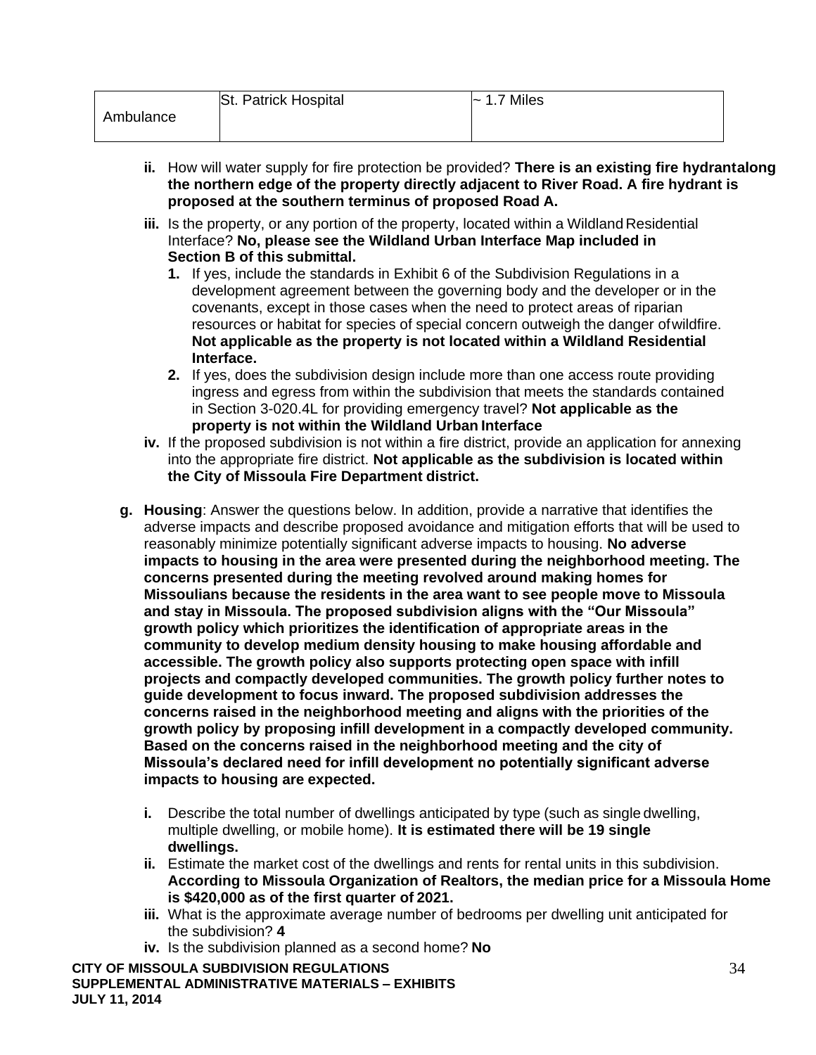| Ambulance | St. Patrick Hospital | ~ 1.7 Miles |
|---|---|---|

- **ii.** How will water supply for fire protection be provided? **There is an existing fire hydrantalong the northern edge of the property directly adjacent to River Road. A fire hydrant is proposed at the southern terminus of proposed Road A.**
- **iii.** Is the property, or any portion of the property, located within a Wildland Residential Interface? **No, please see the Wildland Urban Interface Map included in Section B of this submittal.**
  1. If yes, include the standards in Exhibit 6 of the Subdivision Regulations in a development agreement between the governing body and the developer or in the covenants, except in those cases when the need to protect areas of riparian resources or habitat for species of special concern outweigh the danger ofwildfire. **Not applicable as the property is not located within a Wildland Residential Interface.**
  2. If yes, does the subdivision design include more than one access route providing ingress and egress from within the subdivision that meets the standards contained in Section 3-020.4L for providing emergency travel? **Not applicable as the property is not within the Wildland Urban Interface**
- **iv.** If the proposed subdivision is not within a fire district, provide an application for annexing into the appropriate fire district. **Not applicable as the subdivision is located within the City of Missoula Fire Department district.**

**g. Housing**: Answer the questions below. In addition, provide a narrative that identifies the adverse impacts and describe proposed avoidance and mitigation efforts that will be used to reasonably minimize potentially significant adverse impacts to housing. **No adverse impacts to housing in the area were presented during the neighborhood meeting. The concerns presented during the meeting revolved around making homes for Missoulians because the residents in the area want to see people move to Missoula and stay in Missoula. The proposed subdivision aligns with the "Our Missoula" growth policy which prioritizes the identification of appropriate areas in the community to develop medium density housing to make housing affordable and accessible. The growth policy also supports protecting open space with infill projects and compactly developed communities. The growth policy further notes to guide development to focus inward. The proposed subdivision addresses the concerns raised in the neighborhood meeting and aligns with the priorities of the growth policy by proposing infill development in a compactly developed community. Based on the concerns raised in the neighborhood meeting and the city of Missoula's declared need for infill development no potentially significant adverse impacts to housing are expected.**

- **i.** Describe the total number of dwellings anticipated by type (such as single dwelling, multiple dwelling, or mobile home). **It is estimated there will be 19 single dwellings.**
- **ii.** Estimate the market cost of the dwellings and rents for rental units in this subdivision. **According to Missoula Organization of Realtors, the median price for a Missoula Home is $420,000 as of the first quarter of 2021.**
- **iii.** What is the approximate average number of bedrooms per dwelling unit anticipated for the subdivision? **4**
- **iv.** Is the subdivision planned as a second home? **No**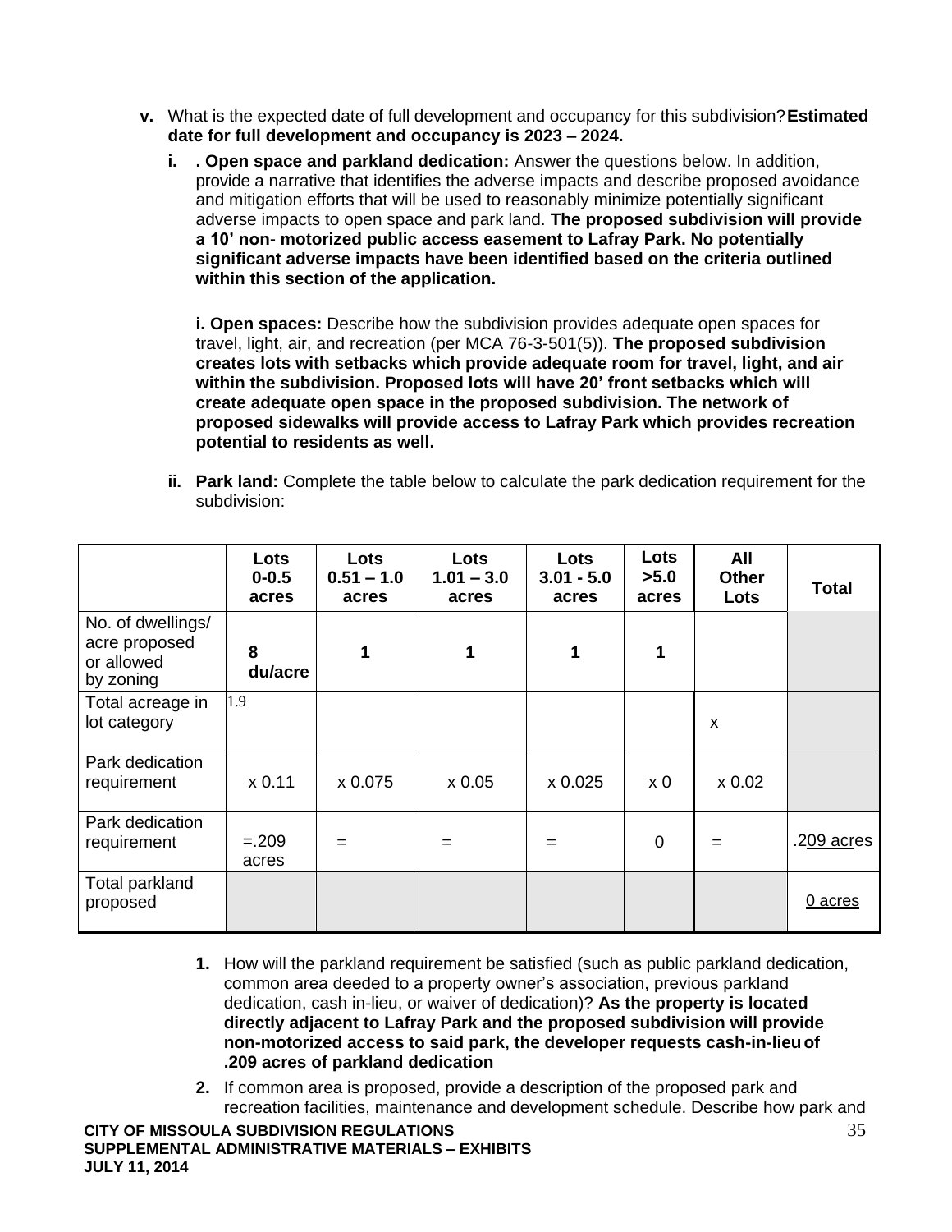**v.** What is the expected date of full development and occupancy for this subdivision? **Estimated date for full development and occupancy is 2023 – 2024.**

**i. . Open space and parkland dedication:** Answer the questions below. In addition, provide a narrative that identifies the adverse impacts and describe proposed avoidance and mitigation efforts that will be used to reasonably minimize potentially significant adverse impacts to open space and park land. **The proposed subdivision will provide a 10' non- motorized public access easement to Lafray Park. No potentially significant adverse impacts have been identified based on the criteria outlined within this section of the application.**

**i. Open spaces:** Describe how the subdivision provides adequate open spaces for travel, light, air, and recreation (per MCA 76-3-501(5)). **The proposed subdivision creates lots with setbacks which provide adequate room for travel, light, and air within the subdivision. Proposed lots will have 20' front setbacks which will create adequate open space in the proposed subdivision. The network of proposed sidewalks will provide access to Lafray Park which provides recreation potential to residents as well.**

**ii. Park land:** Complete the table below to calculate the park dedication requirement for the subdivision:

| | Lots 0-0.5 acres | Lots 0.51 – 1.0 acres | Lots 1.01 – 3.0 acres | Lots 3.01 - 5.0 acres | Lots >5.0 acres | All Other Lots | Total |
|---|---|---|---|---|---|---|---|
| No. of dwellings/ acre proposed or allowed by zoning | **8 du/acre** | **1** | **1** | **1** | **1** | | |
| Total acreage in lot category | 1.9 | | | | | x | |
| Park dedication requirement | x 0.11 | x 0.075 | x 0.05 | x 0.025 | x 0 | x 0.02 | |
| Park dedication requirement | =.209 acres | = | = | = | 0 | = | .209 acres |
| Total parkland proposed | | | | | | | 0 acres |

1. How will the parkland requirement be satisfied (such as public parkland dedication, common area deeded to a property owner's association, previous parkland dedication, cash in-lieu, or waiver of dedication)? **As the property is located directly adjacent to Lafray Park and the proposed subdivision will provide non-motorized access to said park, the developer requests cash-in-lieu of .209 acres of parkland dedication**
2. If common area is proposed, provide a description of the proposed park and recreation facilities, maintenance and development schedule. Describe how park and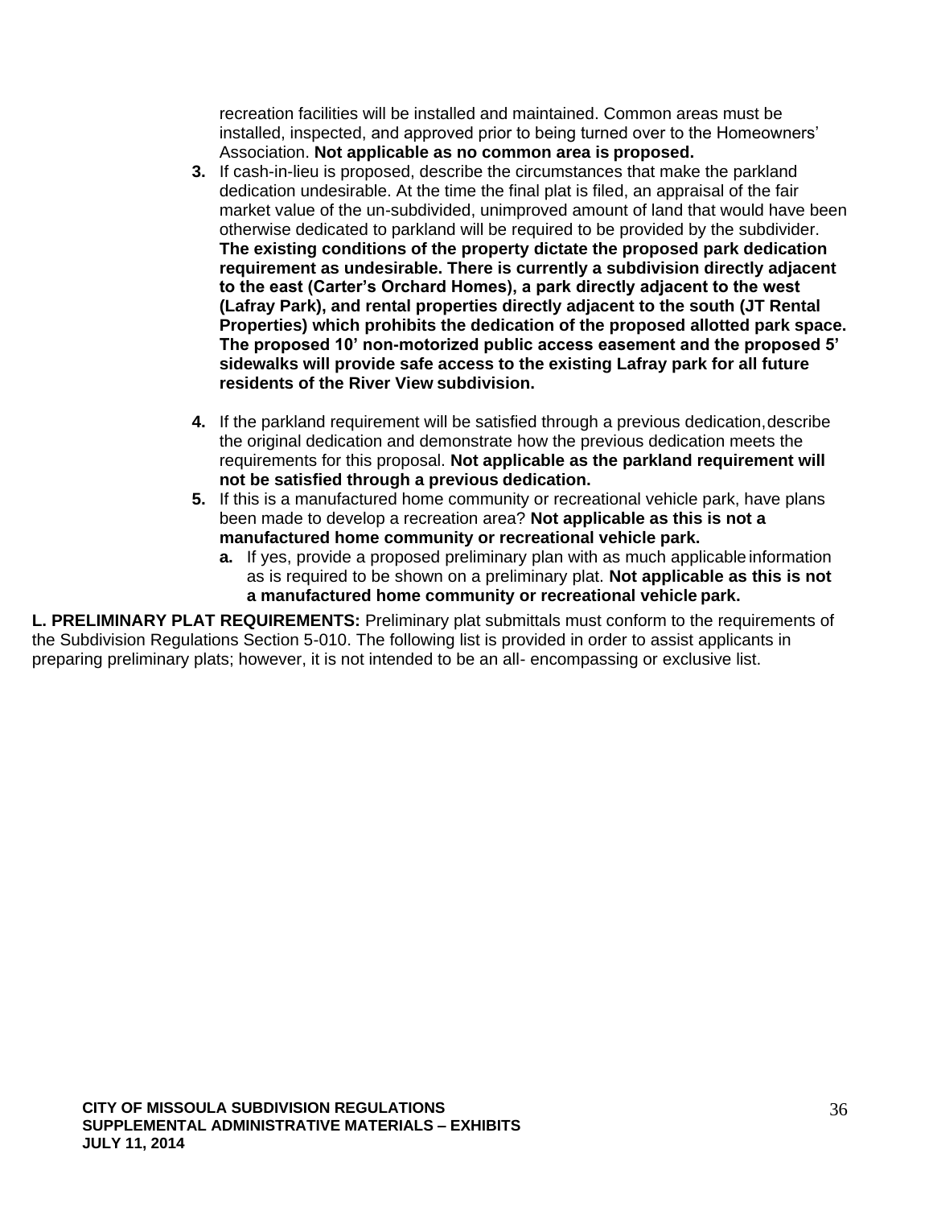recreation facilities will be installed and maintained. Common areas must be installed, inspected, and approved prior to being turned over to the Homeowners' Association. **Not applicable as no common area is proposed.**

3. If cash-in-lieu is proposed, describe the circumstances that make the parkland dedication undesirable. At the time the final plat is filed, an appraisal of the fair market value of the un-subdivided, unimproved amount of land that would have been otherwise dedicated to parkland will be required to be provided by the subdivider. **The existing conditions of the property dictate the proposed park dedication requirement as undesirable. There is currently a subdivision directly adjacent to the east (Carter's Orchard Homes), a park directly adjacent to the west (Lafray Park), and rental properties directly adjacent to the south (JT Rental Properties) which prohibits the dedication of the proposed allotted park space. The proposed 10' non-motorized public access easement and the proposed 5' sidewalks will provide safe access to the existing Lafray park for all future residents of the River View subdivision.**

4. If the parkland requirement will be satisfied through a previous dedication, describe the original dedication and demonstrate how the previous dedication meets the requirements for this proposal. **Not applicable as the parkland requirement will not be satisfied through a previous dedication.**
5. If this is a manufactured home community or recreational vehicle park, have plans been made to develop a recreation area? **Not applicable as this is not a manufactured home community or recreational vehicle park.**
   a. If yes, provide a proposed preliminary plan with as much applicable information as is required to be shown on a preliminary plat. **Not applicable as this is not a manufactured home community or recreational vehicle park.**

**L. PRELIMINARY PLAT REQUIREMENTS:** Preliminary plat submittals must conform to the requirements of the Subdivision Regulations Section 5-010. The following list is provided in order to assist applicants in preparing preliminary plats; however, it is not intended to be an all- encompassing or exclusive list.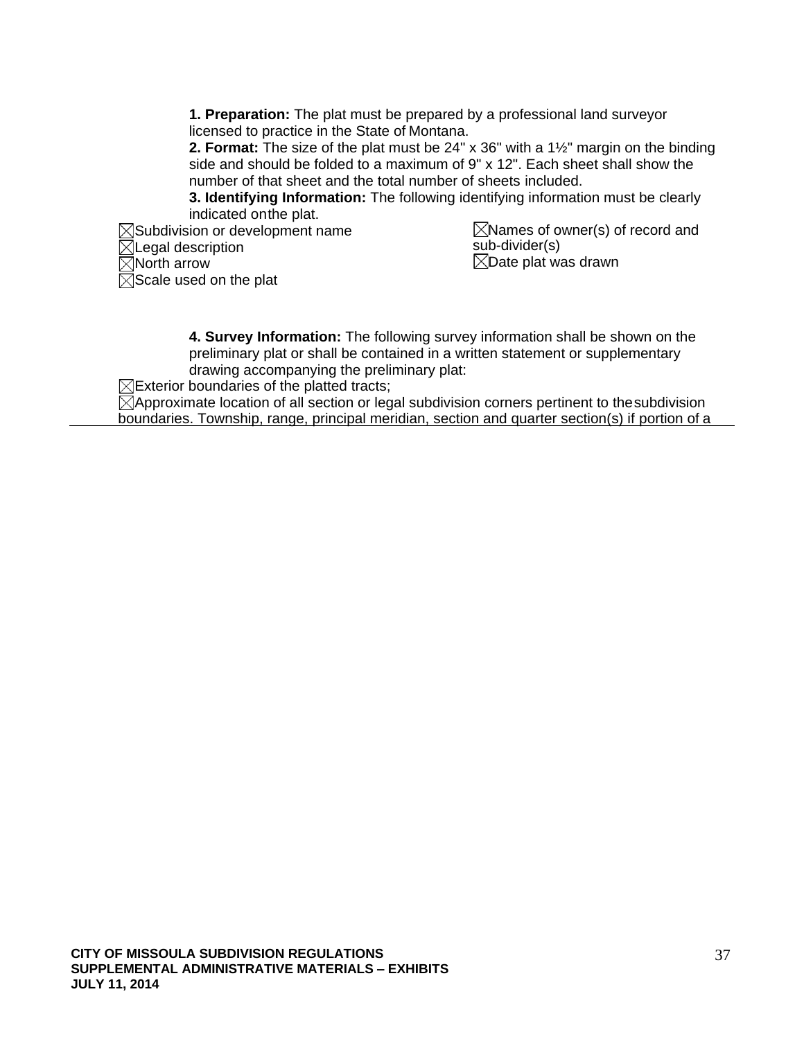**1. Preparation:** The plat must be prepared by a professional land surveyor licensed to practice in the State of Montana.

**2. Format:** The size of the plat must be 24" x 36" with a 1½" margin on the binding side and should be folded to a maximum of 9" x 12". Each sheet shall show the number of that sheet and the total number of sheets included.

**3. Identifying Information:** The following identifying information must be clearly indicated on the plat.

- ☒ Subdivision or development name
- ☒ Legal description
- ☒ North arrow
- ☒ Scale used on the plat
- ☒ Names of owner(s) of record and sub-divider(s)
- ☒ Date plat was drawn

**4. Survey Information:** The following survey information shall be shown on the preliminary plat or shall be contained in a written statement or supplementary drawing accompanying the preliminary plat:

- ☒ Exterior boundaries of the platted tracts;
- ☒ Approximate location of all section or legal subdivision corners pertinent to the subdivision boundaries. Township, range, principal meridian, section and quarter section(s) if portion of a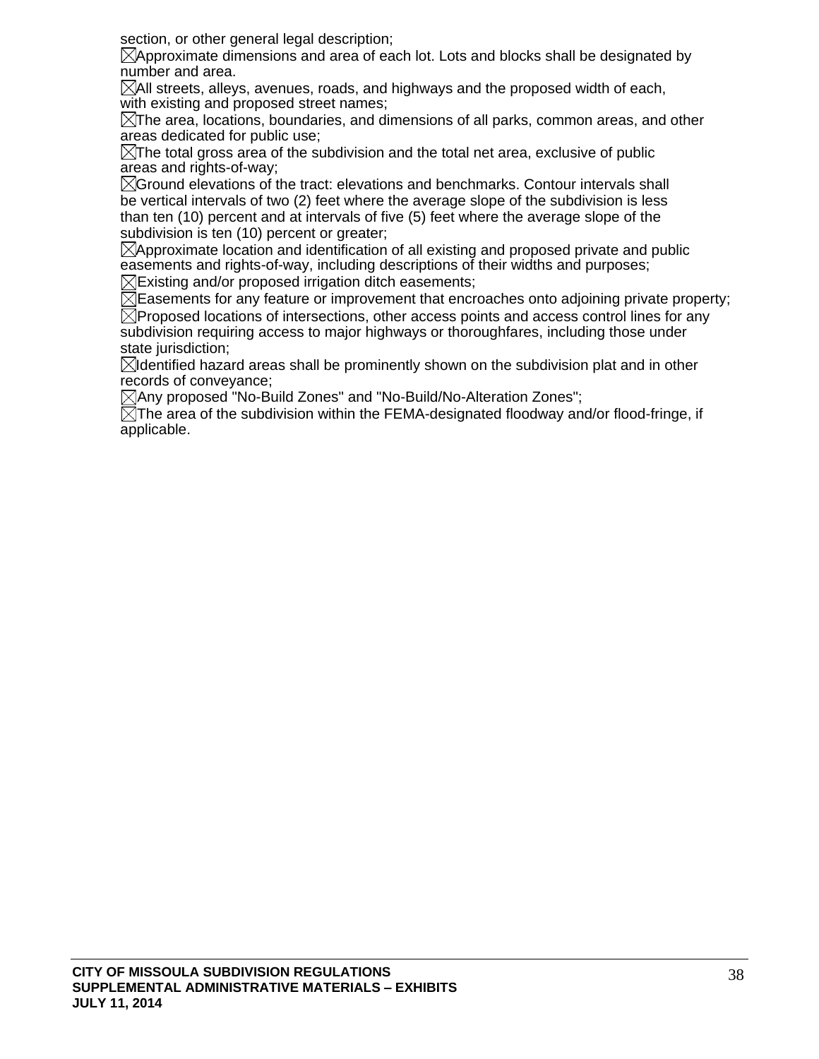section, or other general legal description;

☒Approximate dimensions and area of each lot. Lots and blocks shall be designated by number and area.

☒All streets, alleys, avenues, roads, and highways and the proposed width of each, with existing and proposed street names;

☒The area, locations, boundaries, and dimensions of all parks, common areas, and other areas dedicated for public use;

☒The total gross area of the subdivision and the total net area, exclusive of public areas and rights-of-way;

☒Ground elevations of the tract: elevations and benchmarks. Contour intervals shall be vertical intervals of two (2) feet where the average slope of the subdivision is less than ten (10) percent and at intervals of five (5) feet where the average slope of the subdivision is ten (10) percent or greater;

☒Approximate location and identification of all existing and proposed private and public easements and rights-of-way, including descriptions of their widths and purposes;

☒Existing and/or proposed irrigation ditch easements;

☒Easements for any feature or improvement that encroaches onto adjoining private property;

☒Proposed locations of intersections, other access points and access control lines for any subdivision requiring access to major highways or thoroughfares, including those under state jurisdiction;

☒Identified hazard areas shall be prominently shown on the subdivision plat and in other records of conveyance;

☒Any proposed "No-Build Zones" and "No-Build/No-Alteration Zones";

☒The area of the subdivision within the FEMA-designated floodway and/or flood-fringe, if applicable.